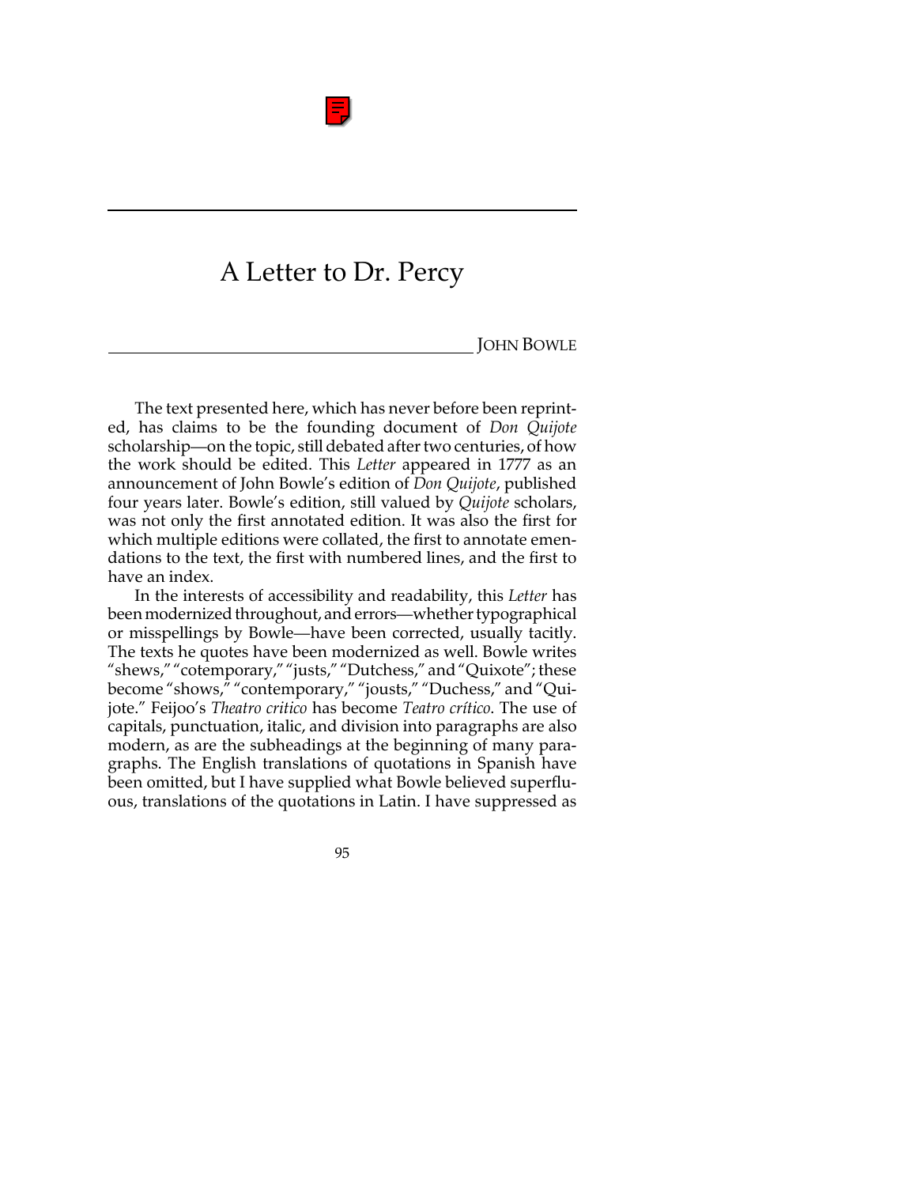# A Letter to Dr. Percy

JOHN BOWLE

The text presented here, which has never before been reprinted, has claims to be the founding document of *Don Quijote* scholarship—on the topic, still debated after two centuries, of how the work should be edited. This *Letter* appeared in 1777 as an announcement of John Bowle's edition of *Don Quijote*, published four years later. Bowle's edition, still valued by *Quijote* scholars, was not only the first annotated edition. It was also the first for which multiple editions were collated, the first to annotate emendations to the text, the first with numbered lines, and the first to have an index.

In the interests of accessibility and readability, this *Letter* has been modernized throughout, and errors—whether typographical or misspellings by Bowle—have been corrected, usually tacitly. The texts he quotes have been modernized as well. Bowle writes "shews," "cotemporary," "justs," "Dutchess," and "Quixote"; these become "shows," "contemporary," "jousts," "Duchess," and "Quijote." Feijoo's *Theatro critico* has become *Teatro crítico*. The use of capitals, punctuation, italic, and division into paragraphs are also modern, as are the subheadings at the beginning of many paragraphs. The English translations of quotations in Spanish have been omitted, but I have supplied what Bowle believed superfluous, translations of the quotations in Latin. I have suppressed as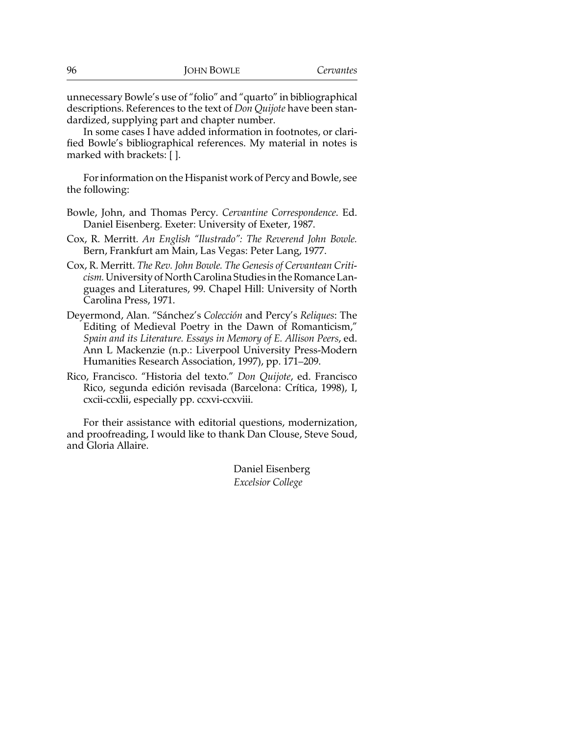unnecessary Bowle's use of "folio" and "quarto" in bibliographical descriptions. References to the text of *Don Quijote* have been standardized, supplying part and chapter number.

In some cases I have added information in footnotes, or clarified Bowle's bibliographical references. My material in notes is marked with brackets: [ ].

For information on the Hispanist work of Percy and Bowle, see the following:

Bowle, John, and Thomas Percy. *Cervantine Correspondence*. Ed. Daniel Eisenberg. Exeter: University of Exeter, 1987.

Cox, R. Merritt. *An English "Ilustrado": The Reverend John Bowle.* Bern, Frankfurt am Main, Las Vegas: Peter Lang, 1977.

Cox, R. Merritt. *The Rev. John Bowle. The Genesis of Cervantean Criticism.* University of North Carolina Studies in the Romance Languages and Literatures, 99. Chapel Hill: University of North Carolina Press, 1971.

Deyermond, Alan. "Sánchez's *Colección* and Percy's *Reliques*: The Editing of Medieval Poetry in the Dawn of Romanticism," *Spain and its Literature. Essays in Memory of E. Allison Peers*, ed. Ann L Mackenzie (n.p.: Liverpool University Press-Modern Humanities Research Association, 1997), pp. 171–209.

Rico, Francisco. "Historia del texto." *Don Quijote*, ed. Francisco Rico, segunda edición revisada (Barcelona: Crítica, 1998), I, cxcii-ccxlii, especially pp. ccxvi-ccxviii.

For their assistance with editorial questions, modernization, and proofreading, I would like to thank Dan Clouse, Steve Soud, and Gloria Allaire.

Daniel Eisenberg
*Excelsior College*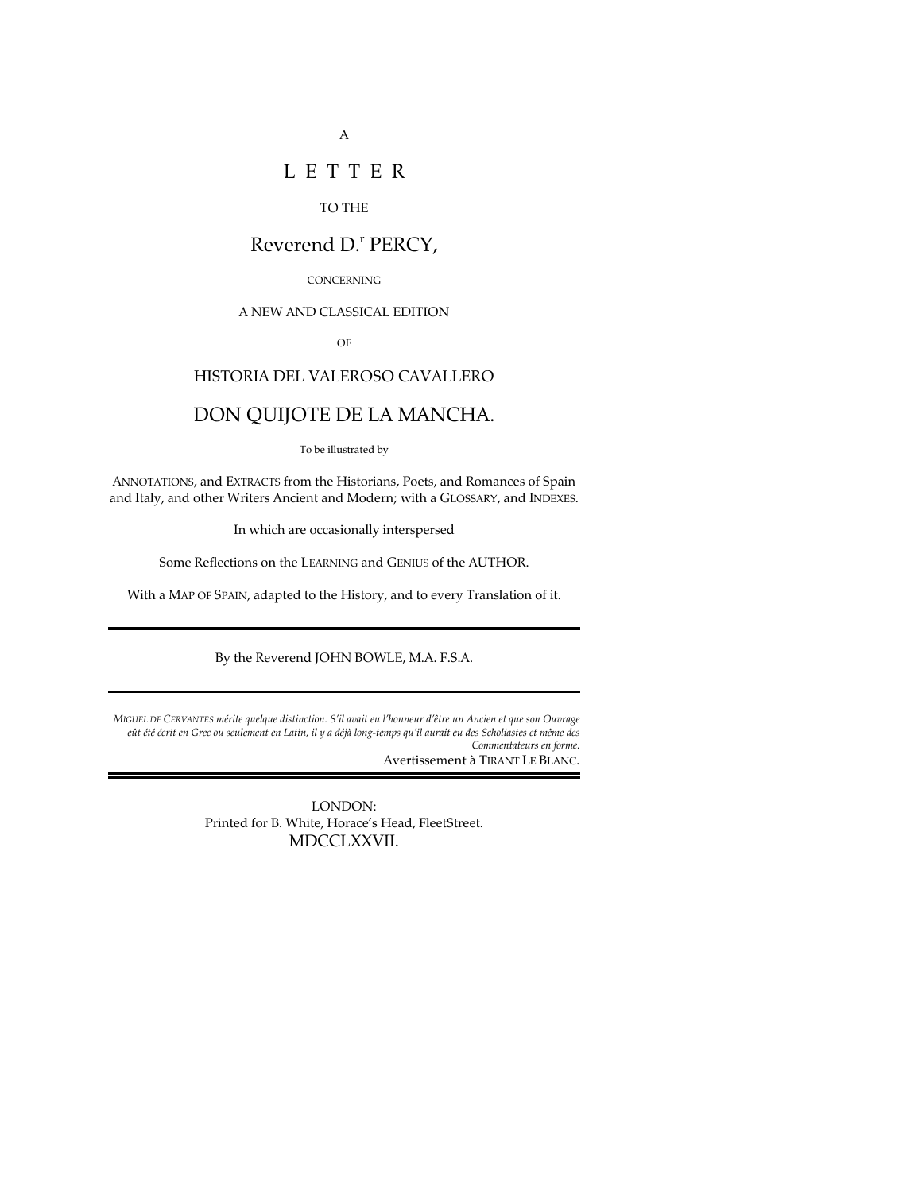A

# L E T T E R

TO THE

## Reverend D.r PERCY,

CONCERNING

A NEW AND CLASSICAL EDITION

OF

HISTORIA DEL VALEROSO CAVALLERO

## DON QUIJOTE DE LA MANCHA.

To be illustrated by

ANNOTATIONS, and EXTRACTS from the Historians, Poets, and Romances of Spain and Italy, and other Writers Ancient and Modern; with a GLOSSARY, and INDEXES.

In which are occasionally interspersed

Some Reflections on the LEARNING and GENIUS of the AUTHOR.

With a MAP OF SPAIN, adapted to the History, and to every Translation of it.

---

By the Reverend JOHN BOWLE, M.A. F.S.A.

---

*MIGUEL DE CERVANTES mérite quelque distinction. S'il avait eu l'honneur d'être un Ancien et que son Ouvrage eût été écrit en Grec ou seulement en Latin, il y a déjà long-temps qu'il aurait eu des Scholiastes et même des Commentateurs en forme.*

Avertissement à TIRANT LE BLANC.

---

LONDON:
Printed for B. White, Horace's Head, FleetStreet.
MDCCLXXVII.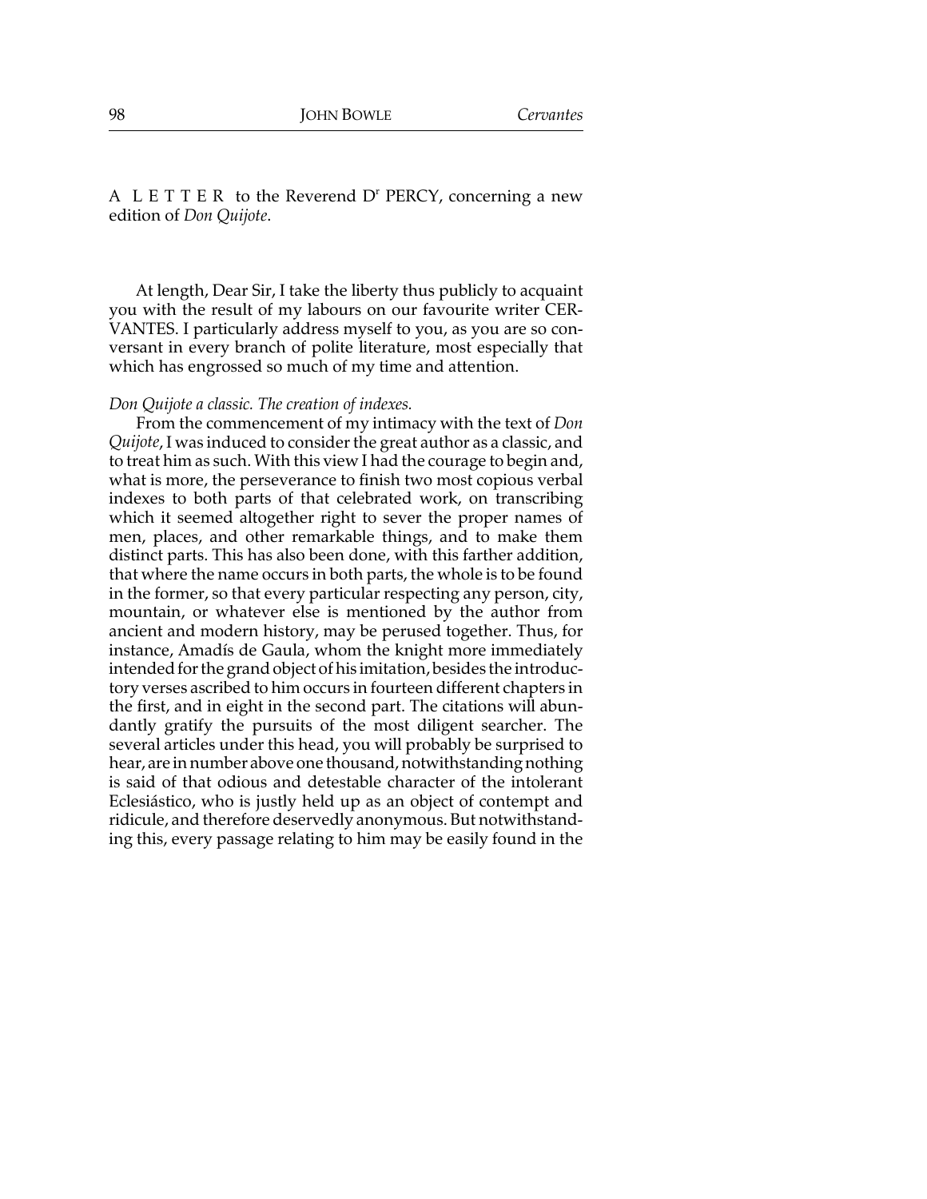A L E T T E R to the Reverend D[r] PERCY, concerning a new edition of *Don Quijote*.

At length, Dear Sir, I take the liberty thus publicly to acquaint you with the result of my labours on our favourite writer CERVANTES. I particularly address myself to you, as you are so conversant in every branch of polite literature, most especially that which has engrossed so much of my time and attention.

*Don Quijote a classic. The creation of indexes.*

From the commencement of my intimacy with the text of *Don Quijote*, I was induced to consider the great author as a classic, and to treat him as such. With this view I had the courage to begin and, what is more, the perseverance to finish two most copious verbal indexes to both parts of that celebrated work, on transcribing which it seemed altogether right to sever the proper names of men, places, and other remarkable things, and to make them distinct parts. This has also been done, with this farther addition, that where the name occurs in both parts, the whole is to be found in the former, so that every particular respecting any person, city, mountain, or whatever else is mentioned by the author from ancient and modern history, may be perused together. Thus, for instance, Amadís de Gaula, whom the knight more immediately intended for the grand object of his imitation, besides the introductory verses ascribed to him occurs in fourteen different chapters in the first, and in eight in the second part. The citations will abundantly gratify the pursuits of the most diligent searcher. The several articles under this head, you will probably be surprised to hear, are in number above one thousand, notwithstanding nothing is said of that odious and detestable character of the intolerant Eclesiástico, who is justly held up as an object of contempt and ridicule, and therefore deservedly anonymous. But notwithstanding this, every passage relating to him may be easily found in the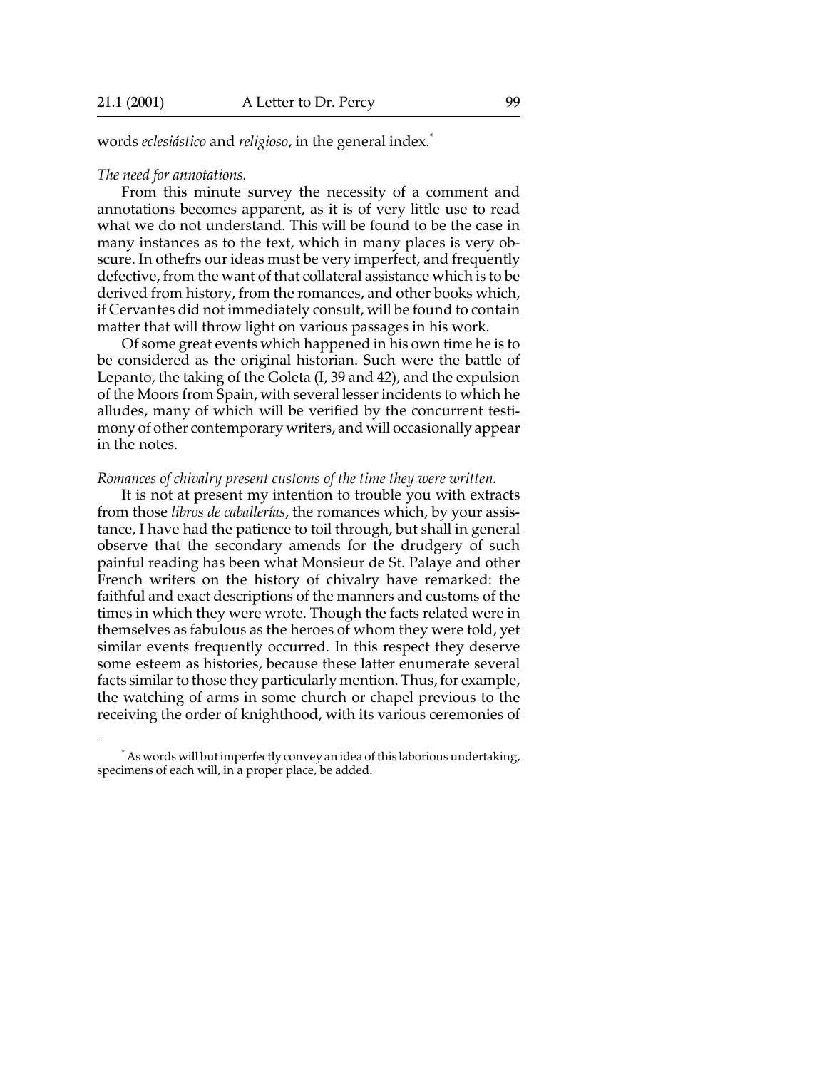words *eclesiástico* and *religioso*, in the general index.*

*The need for annotations.*

From this minute survey the necessity of a comment and annotations becomes apparent, as it is of very little use to read what we do not understand. This will be found to be the case in many instances as to the text, which in many places is very obscure. In othefrs our ideas must be very imperfect, and frequently defective, from the want of that collateral assistance which is to be derived from history, from the romances, and other books which, if Cervantes did not immediately consult, will be found to contain matter that will throw light on various passages in his work.

Of some great events which happened in his own time he is to be considered as the original historian. Such were the battle of Lepanto, the taking of the Goleta (I, 39 and 42), and the expulsion of the Moors from Spain, with several lesser incidents to which he alludes, many of which will be verified by the concurrent testimony of other contemporary writers, and will occasionally appear in the notes.

*Romances of chivalry present customs of the time they were written.*

It is not at present my intention to trouble you with extracts from those *libros de caballerías*, the romances which, by your assistance, I have had the patience to toil through, but shall in general observe that the secondary amends for the drudgery of such painful reading has been what Monsieur de St. Palaye and other French writers on the history of chivalry have remarked: the faithful and exact descriptions of the manners and customs of the times in which they were wrote. Though the facts related were in themselves as fabulous as the heroes of whom they were told, yet similar events frequently occurred. In this respect they deserve some esteem as histories, because these latter enumerate several facts similar to those they particularly mention. Thus, for example, the watching of arms in some church or chapel previous to the receiving the order of knighthood, with its various ceremonies of

* As words will but imperfectly convey an idea of this laborious undertaking, specimens of each will, in a proper place, be added.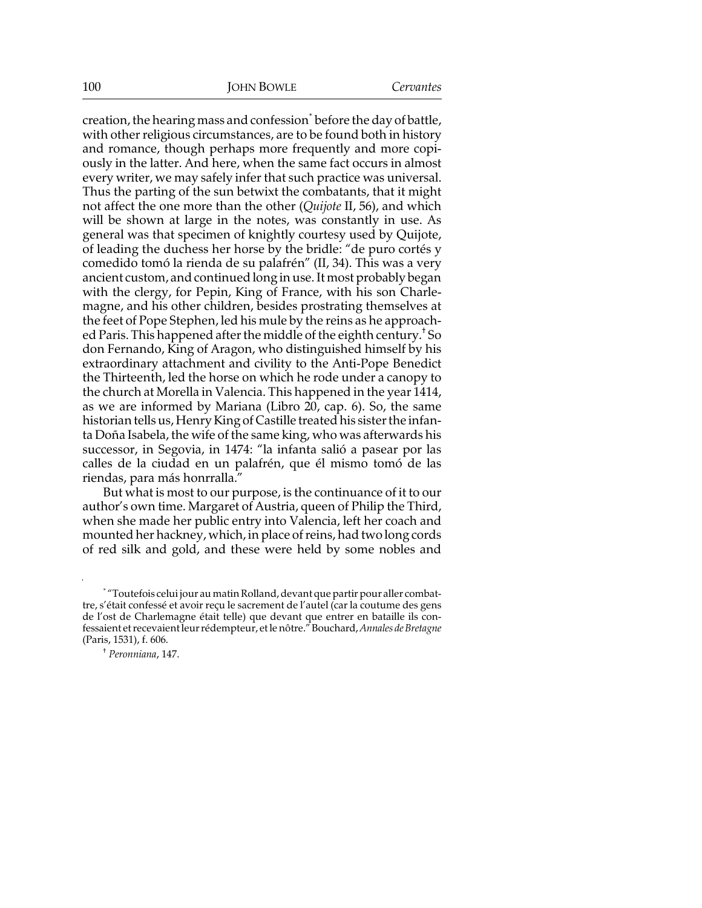creation, the hearing mass and confession[*] before the day of battle, with other religious circumstances, are to be found both in history and romance, though perhaps more frequently and more copiously in the latter. And here, when the same fact occurs in almost every writer, we may safely infer that such practice was universal. Thus the parting of the sun betwixt the combatants, that it might not affect the one more than the other (*Quijote* II, 56), and which will be shown at large in the notes, was constantly in use. As general was that specimen of knightly courtesy used by Quijote, of leading the duchess her horse by the bridle: "de puro cortés y comedido tomó la rienda de su palafrén" (II, 34). This was a very ancient custom, and continued long in use. It most probably began with the clergy, for Pepin, King of France, with his son Charlemagne, and his other children, besides prostrating themselves at the feet of Pope Stephen, led his mule by the reins as he approached Paris. This happened after the middle of the eighth century.[†] So don Fernando, King of Aragon, who distinguished himself by his extraordinary attachment and civility to the Anti-Pope Benedict the Thirteenth, led the horse on which he rode under a canopy to the church at Morella in Valencia. This happened in the year 1414, as we are informed by Mariana (Libro 20, cap. 6). So, the same historian tells us, Henry King of Castille treated his sister the infanta Doña Isabela, the wife of the same king, who was afterwards his successor, in Segovia, in 1474: "la infanta salió a pasear por las calles de la ciudad en un palafrén, que él mismo tomó de las riendas, para más honrralla."

But what is most to our purpose, is the continuance of it to our author's own time. Margaret of Austria, queen of Philip the Third, when she made her public entry into Valencia, left her coach and mounted her hackney, which, in place of reins, had two long cords of red silk and gold, and these were held by some nobles and

[*] "Toutefois celui jour au matin Rolland, devant que partir pour aller combattre, s'était confessé et avoir reçu le sacrement de l'autel (car la coutume des gens de l'ost de Charlemagne était telle) que devant que entrer en bataille ils confessaient et recevaient leur rédempteur, et le nôtre." Bouchard, *Annales de Bretagne* (Paris, 1531), f. 606.

[†] *Peronniana*, 147.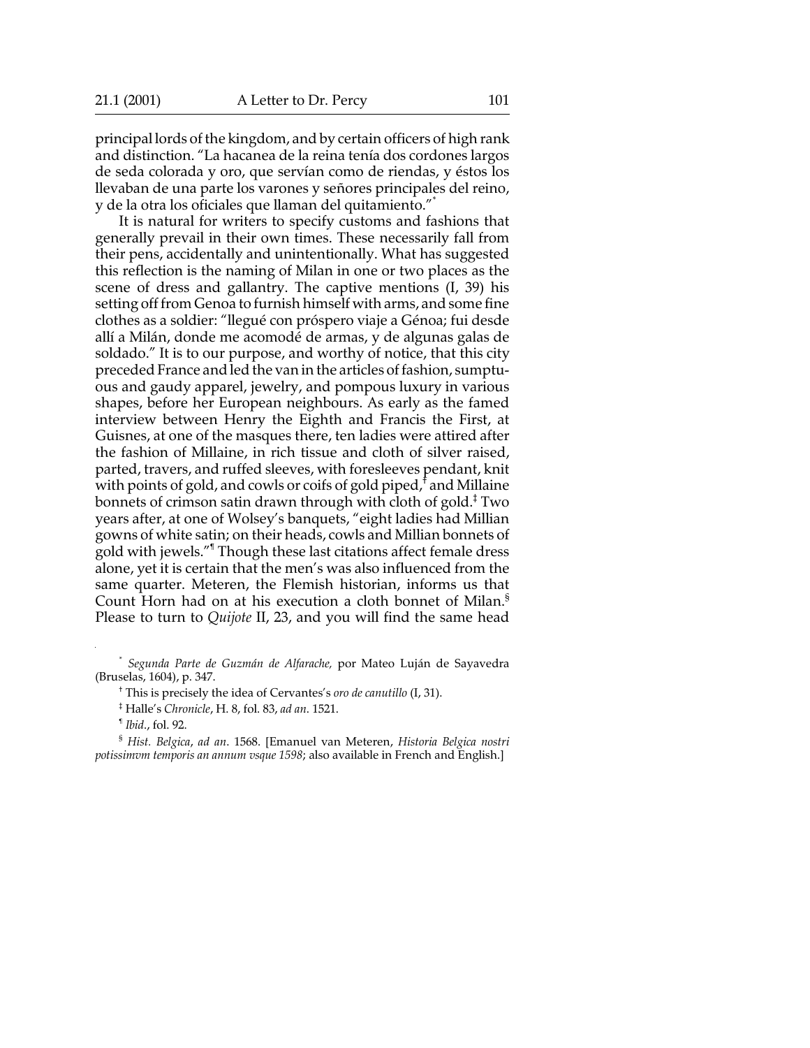principal lords of the kingdom, and by certain officers of high rank and distinction. "La hacanea de la reina tenía dos cordones largos de seda colorada y oro, que servían como de riendas, y éstos los llevaban de una parte los varones y señores principales del reino, y de la otra los oficiales que llaman del quitamiento."[*]

It is natural for writers to specify customs and fashions that generally prevail in their own times. These necessarily fall from their pens, accidentally and unintentionally. What has suggested this reflection is the naming of Milan in one or two places as the scene of dress and gallantry. The captive mentions (I, 39) his setting off from Genoa to furnish himself with arms, and some fine clothes as a soldier: "llegué con próspero viaje a Génoa; fui desde allí a Milán, donde me acomodé de armas, y de algunas galas de soldado." It is to our purpose, and worthy of notice, that this city preceded France and led the van in the articles of fashion, sumptuous and gaudy apparel, jewelry, and pompous luxury in various shapes, before her European neighbours. As early as the famed interview between Henry the Eighth and Francis the First, at Guisnes, at one of the masques there, ten ladies were attired after the fashion of Millaine, in rich tissue and cloth of silver raised, parted, travers, and ruffed sleeves, with foresleeves pendant, knit with points of gold, and cowls or coifs of gold piped,[†] and Millaine bonnets of crimson satin drawn through with cloth of gold.[‡] Two years after, at one of Wolsey's banquets, "eight ladies had Millian gowns of white satin; on their heads, cowls and Millian bonnets of gold with jewels."[¶] Though these last citations affect female dress alone, yet it is certain that the men's was also influenced from the same quarter. Meteren, the Flemish historian, informs us that Count Horn had on at his execution a cloth bonnet of Milan.[§] Please to turn to *Quijote* II, 23, and you will find the same head

[*] *Segunda Parte de Guzmán de Alfarache,* por Mateo Luján de Sayavedra (Bruselas, 1604), p. 347.

[†] This is precisely the idea of Cervantes's *oro de canutillo* (I, 31).

[‡] Halle's *Chronicle*, H. 8, fol. 83, *ad an*. 1521.

[¶] *Ibid*., fol. 92.

[§] *Hist. Belgica*, *ad an*. 1568. [Emanuel van Meteren, *Historia Belgica nostri potissimvm temporis an annum vsque 1598*; also available in French and English.]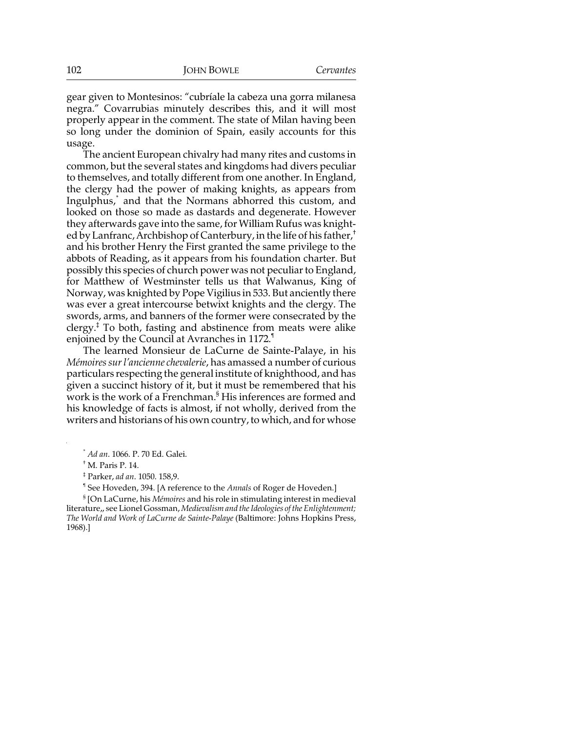gear given to Montesinos: "cubríale la cabeza una gorra milanesa negra." Covarrubias minutely describes this, and it will most properly appear in the comment. The state of Milan having been so long under the dominion of Spain, easily accounts for this usage.

The ancient European chivalry had many rites and customs in common, but the several states and kingdoms had divers peculiar to themselves, and totally different from one another. In England, the clergy had the power of making knights, as appears from Ingulphus,[*] and that the Normans abhorred this custom, and looked on those so made as dastards and degenerate. However they afterwards gave into the same, for William Rufus was knighted by Lanfranc, Archbishop of Canterbury, in the life of his father,[†] and his brother Henry the First granted the same privilege to the abbots of Reading, as it appears from his foundation charter. But possibly this species of church power was not peculiar to England, for Matthew of Westminster tells us that Walwanus, King of Norway, was knighted by Pope Vigilius in 533. But anciently there was ever a great intercourse betwixt knights and the clergy. The swords, arms, and banners of the former were consecrated by the clergy.[‡] To both, fasting and abstinence from meats were alike enjoined by the Council at Avranches in 1172.[¶]

The learned Monsieur de LaCurne de Sainte-Palaye, in his *Mémoires sur l'ancienne chevalerie*, has amassed a number of curious particulars respecting the general institute of knighthood, and has given a succinct history of it, but it must be remembered that his work is the work of a Frenchman.[§] His inferences are formed and his knowledge of facts is almost, if not wholly, derived from the writers and historians of his own country, to which, and for whose

[*] *Ad an*. 1066. P. 70 Ed. Galei.

[†] M. Paris P. 14.

[‡] Parker, *ad an*. 1050. 158,9.

[¶] See Hoveden, 394. [A reference to the *Annals* of Roger de Hoveden.]

[§] [On LaCurne, his *Mémoires* and his role in stimulating interest in medieval literature,, see Lionel Gossman, *Medievalism and the Ideologies of the Enlightenment; The World and Work of LaCurne de Sainte-Palaye* (Baltimore: Johns Hopkins Press, 1968).]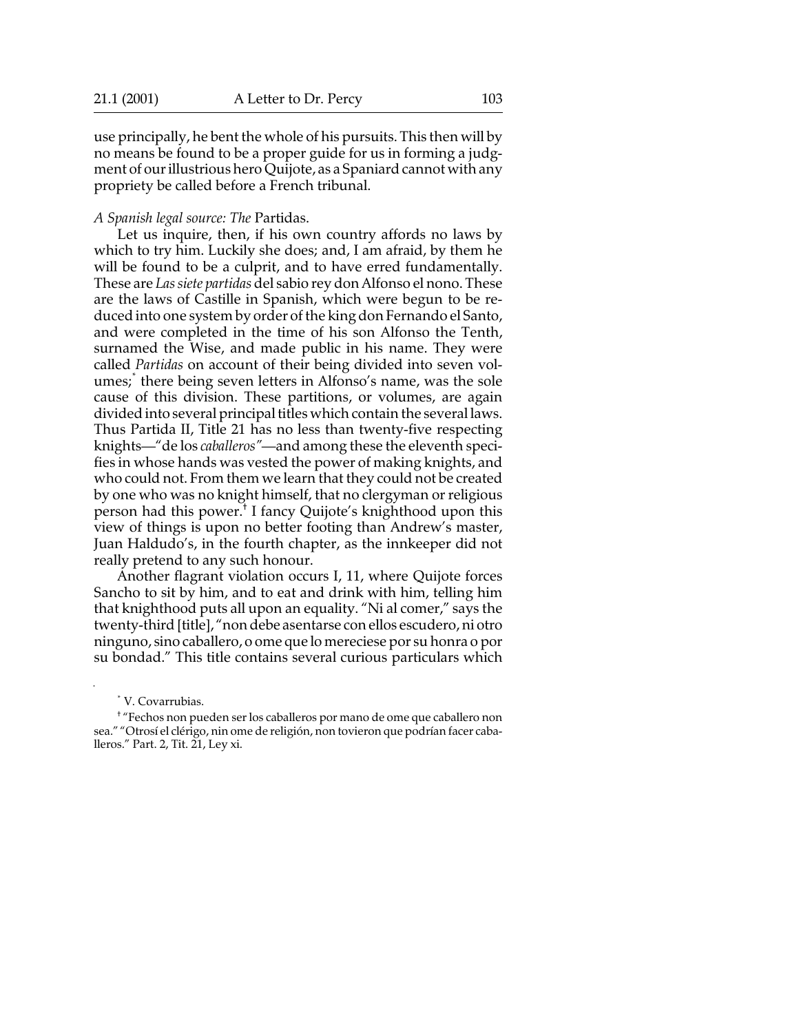use principally, he bent the whole of his pursuits. This then will by no means be found to be a proper guide for us in forming a judgment of our illustrious hero Quijote, as a Spaniard cannot with any propriety be called before a French tribunal.

*A Spanish legal source: The* Partidas.

Let us inquire, then, if his own country affords no laws by which to try him. Luckily she does; and, I am afraid, by them he will be found to be a culprit, and to have erred fundamentally. These are *Las siete partidas* del sabio rey don Alfonso el nono. These are the laws of Castille in Spanish, which were begun to be reduced into one system by order of the king don Fernando el Santo, and were completed in the time of his son Alfonso the Tenth, surnamed the Wise, and made public in his name. They were called *Partidas* on account of their being divided into seven volumes;[*] there being seven letters in Alfonso's name, was the sole cause of this division. These partitions, or volumes, are again divided into several principal titles which contain the several laws. Thus Partida II, Title 21 has no less than twenty-five respecting knights—"de los *caballeros"*—and among these the eleventh specifies in whose hands was vested the power of making knights, and who could not. From them we learn that they could not be created by one who was no knight himself, that no clergyman or religious person had this power.[†] I fancy Quijote's knighthood upon this view of things is upon no better footing than Andrew's master, Juan Haldudo's, in the fourth chapter, as the innkeeper did not really pretend to any such honour.

Another flagrant violation occurs I, 11, where Quijote forces Sancho to sit by him, and to eat and drink with him, telling him that knighthood puts all upon an equality. "Ni al comer," says the twenty-third [title], "non debe asentarse con ellos escudero, ni otro ninguno, sino caballero, o ome que lo mereciese por su honra o por su bondad." This title contains several curious particulars which

[*] V. Covarrubias.

[†] "Fechos non pueden ser los caballeros por mano de ome que caballero non sea." "Otrosí el clérigo, nin ome de religión, non tovieron que podrían facer caballeros." Part. 2, Tit. 21, Ley xi.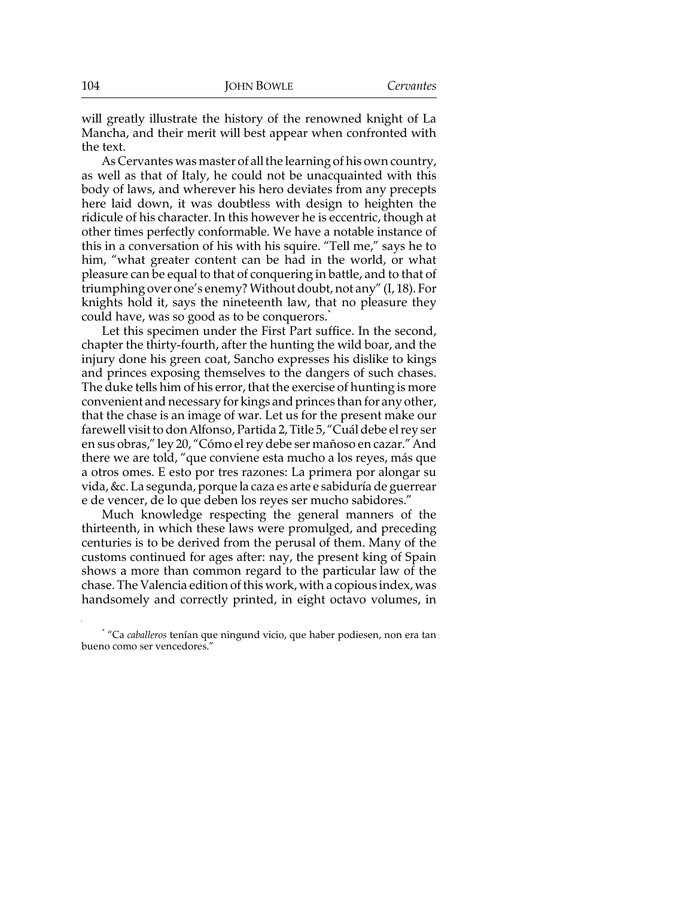will greatly illustrate the history of the renowned knight of La Mancha, and their merit will best appear when confronted with the text.

As Cervantes was master of all the learning of his own country, as well as that of Italy, he could not be unacquainted with this body of laws, and wherever his hero deviates from any precepts here laid down, it was doubtless with design to heighten the ridicule of his character. In this however he is eccentric, though at other times perfectly conformable. We have a notable instance of this in a conversation of his with his squire. "Tell me," says he to him, "what greater content can be had in the world, or what pleasure can be equal to that of conquering in battle, and to that of triumphing over one's enemy? Without doubt, not any" (I, 18). For knights hold it, says the nineteenth law, that no pleasure they could have, was so good as to be conquerors.*

Let this specimen under the First Part suffice. In the second, chapter the thirty-fourth, after the hunting the wild boar, and the injury done his green coat, Sancho expresses his dislike to kings and princes exposing themselves to the dangers of such chases. The duke tells him of his error, that the exercise of hunting is more convenient and necessary for kings and princes than for any other, that the chase is an image of war. Let us for the present make our farewell visit to don Alfonso, Partida 2, Title 5, "Cuál debe el rey ser en sus obras," ley 20, "Cómo el rey debe ser mañoso en cazar." And there we are told, "que conviene esta mucho a los reyes, más que a otros omes. E esto por tres razones: La primera por alongar su vida, &c. La segunda, porque la caza es arte e sabiduría de guerrear e de vencer, de lo que deben los reyes ser mucho sabidores."

Much knowledge respecting the general manners of the thirteenth, in which these laws were promulged, and preceding centuries is to be derived from the perusal of them. Many of the customs continued for ages after: nay, the present king of Spain shows a more than common regard to the particular law of the chase. The Valencia edition of this work, with a copious index, was handsomely and correctly printed, in eight octavo volumes, in

* "Ca *caballeros* tenían que ningund vicio, que haber podiesen, non era tan bueno como ser vencedores."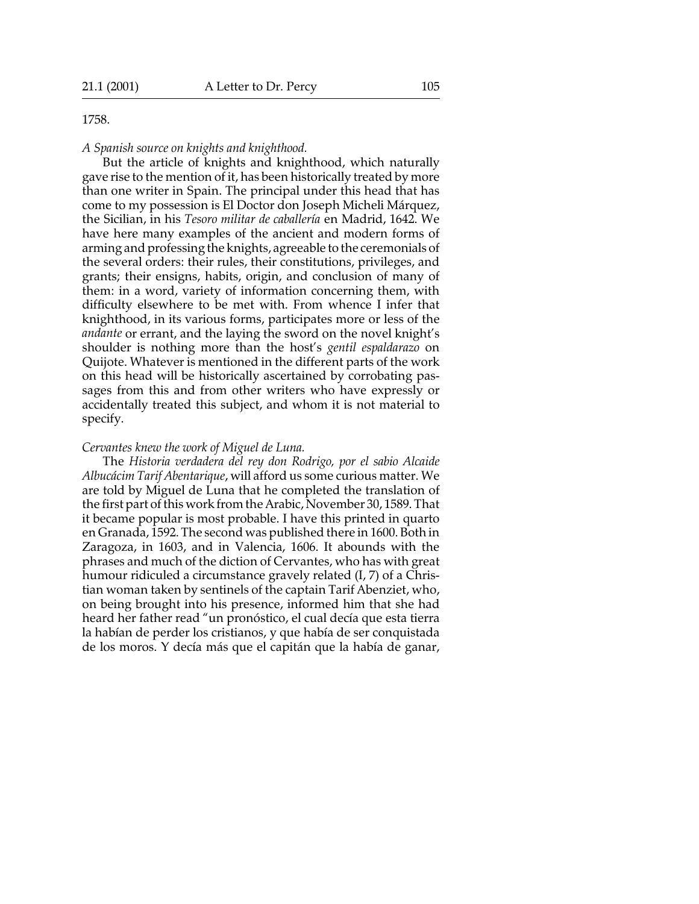1758.

*A Spanish source on knights and knighthood.*

But the article of knights and knighthood, which naturally gave rise to the mention of it, has been historically treated by more than one writer in Spain. The principal under this head that has come to my possession is El Doctor don Joseph Micheli Márquez, the Sicilian, in his *Tesoro militar de caballería* en Madrid, 1642. We have here many examples of the ancient and modern forms of arming and professing the knights, agreeable to the ceremonials of the several orders: their rules, their constitutions, privileges, and grants; their ensigns, habits, origin, and conclusion of many of them: in a word, variety of information concerning them, with difficulty elsewhere to be met with. From whence I infer that knighthood, in its various forms, participates more or less of the *andante* or errant, and the laying the sword on the novel knight's shoulder is nothing more than the host's *gentil espaldarazo* on Quijote. Whatever is mentioned in the different parts of the work on this head will be historically ascertained by corroborating passages from this and from other writers who have expressly or accidentally treated this subject, and whom it is not material to specify.

*Cervantes knew the work of Miguel de Luna.*

The *Historia verdadera del rey don Rodrigo, por el sabio Alcaide Albucácim Tarif Abentarique*, will afford us some curious matter. We are told by Miguel de Luna that he completed the translation of the first part of this work from the Arabic, November 30, 1589. That it became popular is most probable. I have this printed in quarto en Granada, 1592. The second was published there in 1600. Both in Zaragoza, in 1603, and in Valencia, 1606. It abounds with the phrases and much of the diction of Cervantes, who has with great humour ridiculed a circumstance gravely related (I, 7) of a Christian woman taken by sentinels of the captain Tarif Abenziet, who, on being brought into his presence, informed him that she had heard her father read "un pronóstico, el cual decía que esta tierra la habían de perder los cristianos, y que había de ser conquistada de los moros. Y decía más que el capitán que la había de ganar,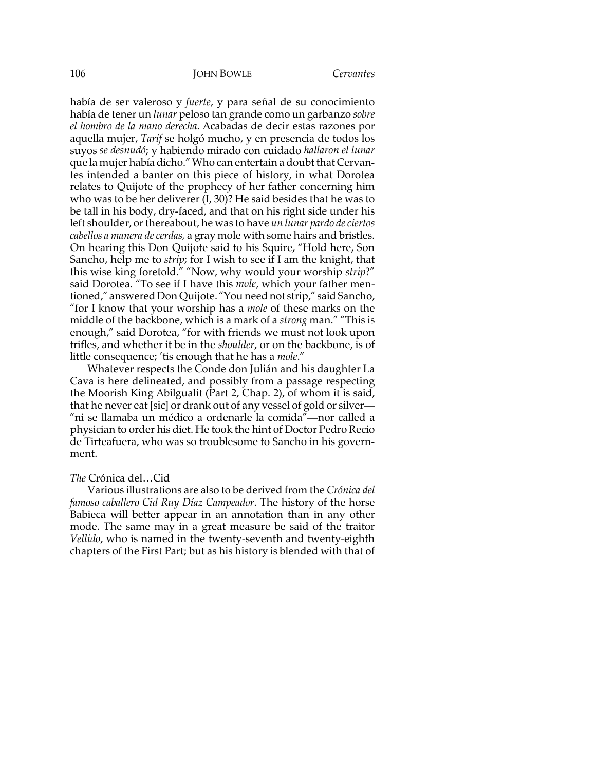había de ser valeroso y *fuerte*, y para señal de su conocimiento había de tener un *lunar* peloso tan grande como un garbanzo *sobre el hombro de la mano derecha*. Acabadas de decir estas razones por aquella mujer, *Tarif* se holgó mucho, y en presencia de todos los suyos *se desnudó*; y habiendo mirado con cuidado *hallaron el lunar* que la mujer había dicho." Who can entertain a doubt that Cervantes intended a banter on this piece of history, in what Dorotea relates to Quijote of the prophecy of her father concerning him who was to be her deliverer (I, 30)? He said besides that he was to be tall in his body, dry-faced, and that on his right side under his left shoulder, or thereabout, he was to have *un lunar pardo de ciertos cabellos a manera de cerdas,* a gray mole with some hairs and bristles. On hearing this Don Quijote said to his Squire, "Hold here, Son Sancho, help me to *strip*; for I wish to see if I am the knight, that this wise king foretold." "Now, why would your worship *strip*?" said Dorotea. "To see if I have this *mole*, which your father mentioned," answered Don Quijote. "You need not strip," said Sancho, "for I know that your worship has a *mole* of these marks on the middle of the backbone, which is a mark of a *strong* man." "This is enough," said Dorotea, "for with friends we must not look upon trifles, and whether it be in the *shoulder*, or on the backbone, is of little consequence; 'tis enough that he has a *mole*."

Whatever respects the Conde don Julián and his daughter La Cava is here delineated, and possibly from a passage respecting the Moorish King Abilgualit (Part 2, Chap. 2), of whom it is said, that he never eat [sic] or drank out of any vessel of gold or silver—"ni se llamaba un médico a ordenarle la comida"—nor called a physician to order his diet. He took the hint of Doctor Pedro Recio de Tirteafuera, who was so troublesome to Sancho in his government.

*The* Crónica del…Cid

Various illustrations are also to be derived from the *Crónica del famoso caballero Cid Ruy Díaz Campeador*. The history of the horse Babieca will better appear in an annotation than in any other mode. The same may in a great measure be said of the traitor *Vellido*, who is named in the twenty-seventh and twenty-eighth chapters of the First Part; but as his history is blended with that of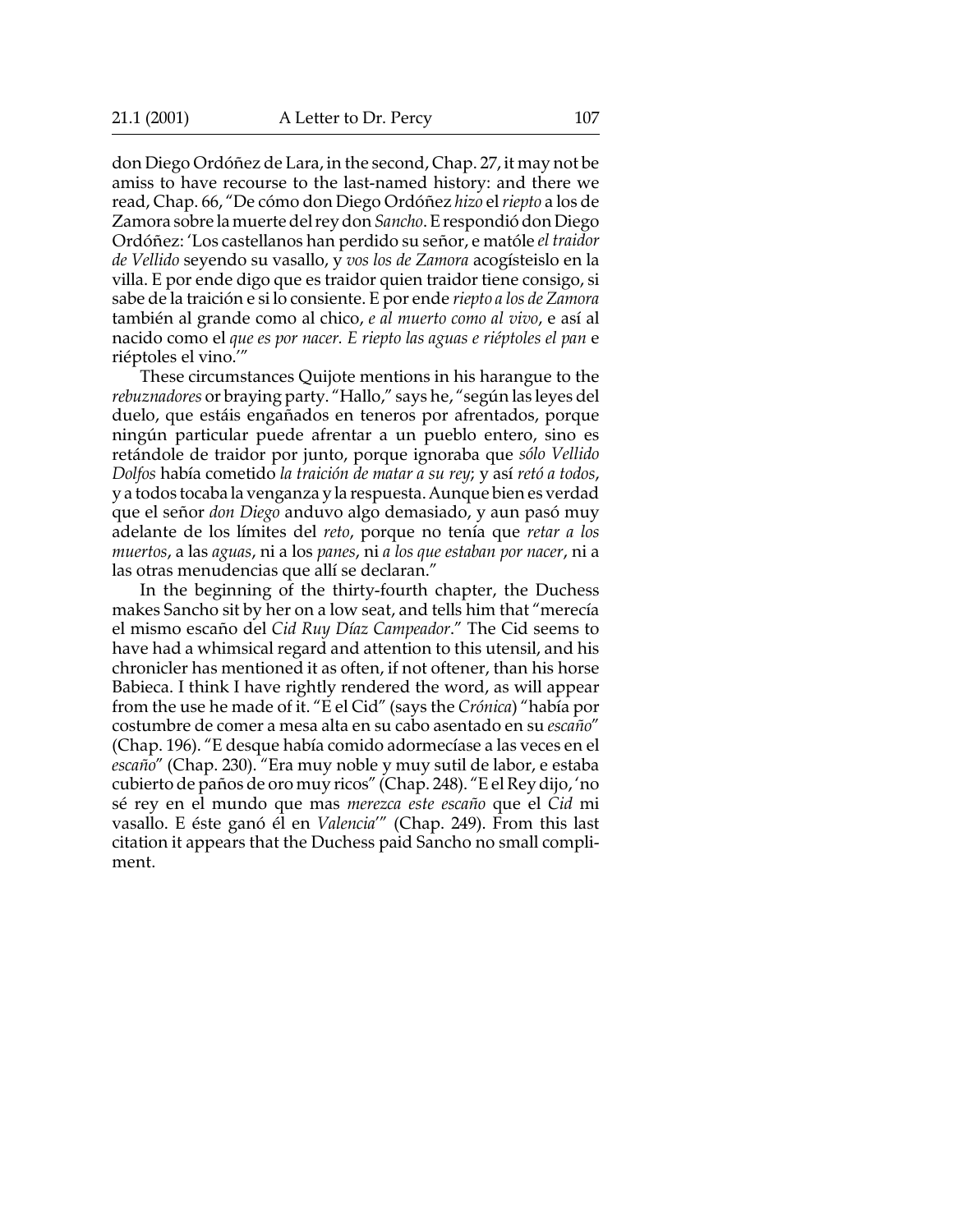don Diego Ordóñez de Lara, in the second, Chap. 27, it may not be amiss to have recourse to the last-named history: and there we read, Chap. 66, "De cómo don Diego Ordóñez *hizo* el *riepto* a los de Zamora sobre la muerte del rey don *Sancho*. E respondió don Diego Ordóñez: 'Los castellanos han perdido su señor, e matóle *el traidor de Vellido* seyendo su vasallo, y *vos los de Zamora* acogísteislo en la villa. E por ende digo que es traidor quien traidor tiene consigo, si sabe de la traición e si lo consiente. E por ende *riepto a los de Zamora* también al grande como al chico, *e al muerto como al vivo*, e así al nacido como el *que es por nacer. E riepto las aguas e riéptoles el pan* e riéptoles el vino.'"

These circumstances Quijote mentions in his harangue to the *rebuznadores* or braying party. "Hallo," says he, "según las leyes del duelo, que estáis engañados en teneros por afrentados, porque ningún particular puede afrentar a un pueblo entero, sino es retándole de traidor por junto, porque ignoraba que *sólo Vellido Dolfos* había cometido *la traición de matar a su rey*; y así *retó a todos*, y a todos tocaba la venganza y la respuesta. Aunque bien es verdad que el señor *don Diego* anduvo algo demasiado, y aun pasó muy adelante de los límites del *reto*, porque no tenía que *retar a los muertos*, a las *aguas*, ni a los *panes*, ni *a los que estaban por nacer*, ni a las otras menudencias que allí se declaran."

In the beginning of the thirty-fourth chapter, the Duchess makes Sancho sit by her on a low seat, and tells him that "merecía el mismo escaño del *Cid Ruy Díaz Campeador*." The Cid seems to have had a whimsical regard and attention to this utensil, and his chronicler has mentioned it as often, if not oftener, than his horse Babieca. I think I have rightly rendered the word, as will appear from the use he made of it. "E el Cid" (says the *Crónica*) "había por costumbre de comer a mesa alta en su cabo asentado en su *escaño*" (Chap. 196). "E desque había comido adormecíase a las veces en el *escaño*" (Chap. 230). "Era muy noble y muy sutil de labor, e estaba cubierto de paños de oro muy ricos" (Chap. 248). "E el Rey dijo, 'no sé rey en el mundo que mas *merezca este escaño* que el *Cid* mi vasallo. E éste ganó él en *Valencia*'" (Chap. 249). From this last citation it appears that the Duchess paid Sancho no small compliment.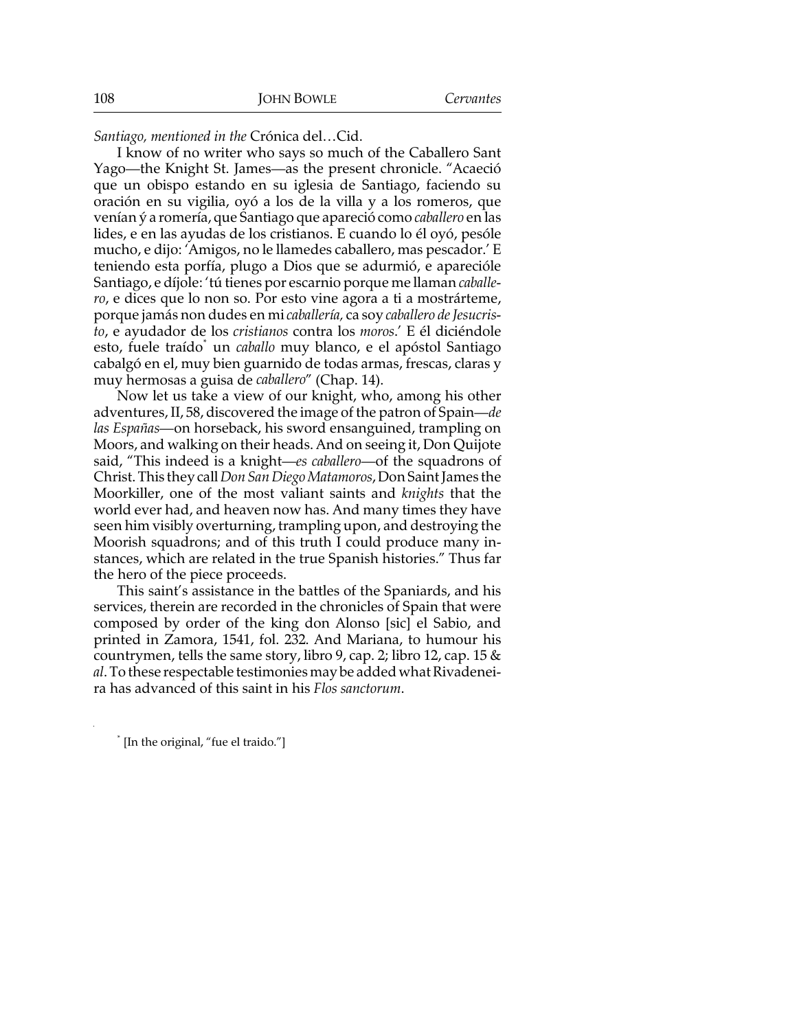*Santiago, mentioned in the* Crónica del…Cid.

I know of no writer who says so much of the Caballero Sant Yago—the Knight St. James—as the present chronicle. "Acaeció que un obispo estando en su iglesia de Santiago, faciendo su oración en su vigilia, oyó a los de la villa y a los romeros, que venían ý a romería, que Santiago que apareció como *caballero* en las lides, e en las ayudas de los cristianos. E cuando lo él oyó, pesóle mucho, e dijo: 'Amigos, no le llamedes caballero, mas pescador.' E teniendo esta porfía, plugo a Dios que se adurmió, e aparecióle Santiago, e díjole: 'tú tienes por escarnio porque me llaman *caballero*, e dices que lo non so. Por esto vine agora a ti a mostrárteme, porque jamás non dudes en mi *caballería,* ca soy *caballero de Jesucristo*, e ayudador de los *cristianos* contra los *moros*.' E él diciéndole esto, fuele traído* un *caballo* muy blanco, e el apóstol Santiago cabalgó en el, muy bien guarnido de todas armas, frescas, claras y muy hermosas a guisa de *caballero*" (Chap. 14).

Now let us take a view of our knight, who, among his other adventures, II, 58, discovered the image of the patron of Spain—*de las Españas*—on horseback, his sword ensanguined, trampling on Moors, and walking on their heads. And on seeing it, Don Quijote said, "This indeed is a knight—*es caballero*—of the squadrons of Christ. This they call *Don San Diego Matamoros*, Don Saint James the Moorkiller, one of the most valiant saints and *knights* that the world ever had, and heaven now has. And many times they have seen him visibly overturning, trampling upon, and destroying the Moorish squadrons; and of this truth I could produce many instances, which are related in the true Spanish histories." Thus far the hero of the piece proceeds.

This saint's assistance in the battles of the Spaniards, and his services, therein are recorded in the chronicles of Spain that were composed by order of the king don Alonso [sic] el Sabio, and printed in Zamora, 1541, fol. 232. And Mariana, to humour his countrymen, tells the same story, libro 9, cap. 2; libro 12, cap. 15 & *al*. To these respectable testimonies may be added what Rivadeneira has advanced of this saint in his *Flos sanctorum*.

* [In the original, "fue el traido."]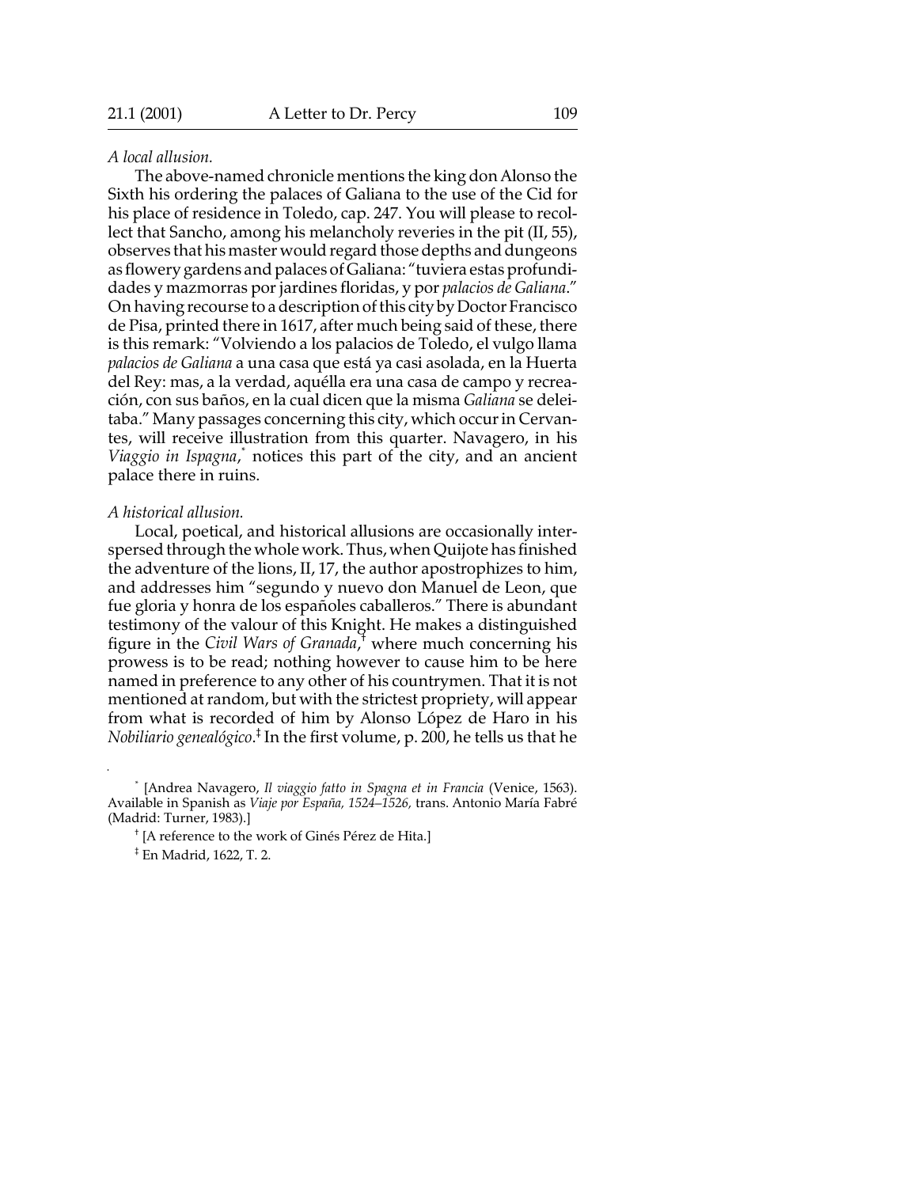*A local allusion.*

The above-named chronicle mentions the king don Alonso the Sixth his ordering the palaces of Galiana to the use of the Cid for his place of residence in Toledo, cap. 247. You will please to recollect that Sancho, among his melancholy reveries in the pit (II, 55), observes that his master would regard those depths and dungeons as flowery gardens and palaces of Galiana: "tuviera estas profundidades y mazmorras por jardines floridas, y por *palacios de Galiana*." On having recourse to a description of this city by Doctor Francisco de Pisa, printed there in 1617, after much being said of these, there is this remark: "Volviendo a los palacios de Toledo, el vulgo llama *palacios de Galiana* a una casa que está ya casi asolada, en la Huerta del Rey: mas, a la verdad, aquélla era una casa de campo y recreación, con sus baños, en la cual dicen que la misma *Galiana* se deleitaba." Many passages concerning this city, which occur in Cervantes, will receive illustration from this quarter. Navagero, in his *Viaggio in Ispagna*,* notices this part of the city, and an ancient palace there in ruins.

*A historical allusion.*

Local, poetical, and historical allusions are occasionally interspersed through the whole work. Thus, when Quijote has finished the adventure of the lions, II, 17, the author apostrophizes to him, and addresses him "segundo y nuevo don Manuel de Leon, que fue gloria y honra de los españoles caballeros." There is abundant testimony of the valour of this Knight. He makes a distinguished figure in the *Civil Wars of Granada*,† where much concerning his prowess is to be read; nothing however to cause him to be here named in preference to any other of his countrymen. That it is not mentioned at random, but with the strictest propriety, will appear from what is recorded of him by Alonso López de Haro in his *Nobiliario genealógico*.‡ In the first volume, p. 200, he tells us that he

* [Andrea Navagero, *Il viaggio fatto in Spagna et in Francia* (Venice, 1563). Available in Spanish as *Viaje por España, 1524–1526,* trans. Antonio María Fabré (Madrid: Turner, 1983).]

† [A reference to the work of Ginés Pérez de Hita.]

‡ En Madrid, 1622, T. 2.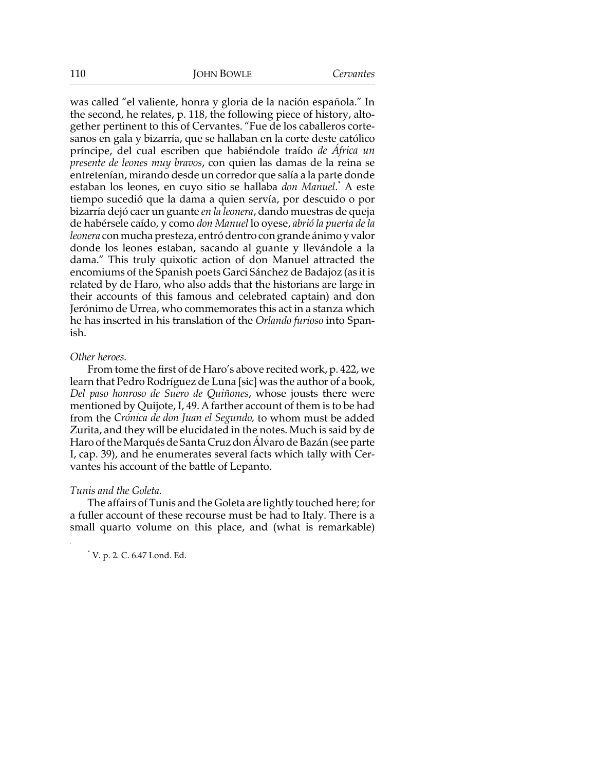was called "el valiente, honra y gloria de la nación española." In the second, he relates, p. 118, the following piece of history, altogether pertinent to this of Cervantes. "Fue de los caballeros cortesanos en gala y bizarría, que se hallaban en la corte deste católico príncipe, del cual escriben que habiéndole traído *de África un presente de leones muy bravos*, con quien las damas de la reina se entretenían, mirando desde un corredor que salía a la parte donde estaban los leones, en cuyo sitio se hallaba *don Manuel*.* A este tiempo sucedió que la dama a quien servía, por descuido o por bizarría dejó caer un guante *en la leonera*, dando muestras de queja de habérsele caído, y como *don Manuel* lo oyese, *abrió la puerta de la leonera* con mucha presteza, entró dentro con grande ánimo y valor donde los leones estaban, sacando al guante y llevándole a la dama." This truly quixotic action of don Manuel attracted the encomiums of the Spanish poets Garci Sánchez de Badajoz (as it is related by de Haro, who also adds that the historians are large in their accounts of this famous and celebrated captain) and don Jerónimo de Urrea, who commemorates this act in a stanza which he has inserted in his translation of the *Orlando furioso* into Spanish.

*Other heroes.*

From tome the first of de Haro's above recited work, p. 422, we learn that Pedro Rodríguez de Luna [sic] was the author of a book, *Del paso honroso de Suero de Quiñones*, whose jousts there were mentioned by Quijote, I, 49. A farther account of them is to be had from the *Crónica de don Juan el Segundo,* to whom must be added Zurita, and they will be elucidated in the notes. Much is said by de Haro of the Marqués de Santa Cruz don Álvaro de Bazán (see parte I, cap. 39), and he enumerates several facts which tally with Cervantes his account of the battle of Lepanto.

*Tunis and the Goleta.*

The affairs of Tunis and the Goleta are lightly touched here; for a fuller account of these recourse must be had to Italy. There is a small quarto volume on this place, and (what is remarkable)

* V. p. 2. C. 6.47 Lond. Ed.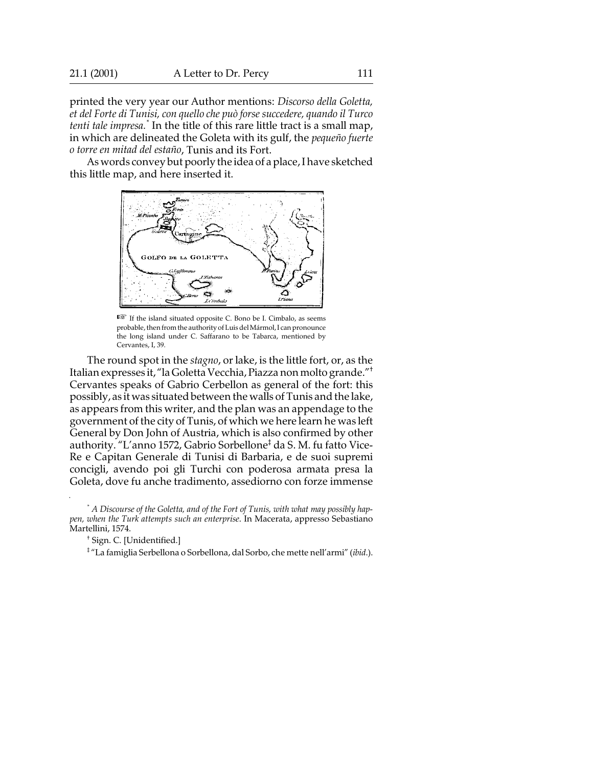printed the very year our Author mentions: *Discorso della Goletta, et del Forte di Tunisi, con quello che può forse succedere, quando il Turco tenti tale impresa.*[*] In the title of this rare little tract is a small map, in which are delineated the Goleta with its gulf, the *pequeño fuerte o torre en mitad del estaño*, Tunis and its Fort.

As words convey but poorly the idea of a place, I have sketched this little map, and here inserted it.

☞ If the island situated opposite C. Bono be I. Cimbalo, as seems probable, then from the authority of Luis del Mármol, I can pronounce the long island under C. Saffarano to be Tabarca, mentioned by Cervantes, I, 39.

The round spot in the *stagno*, or lake, is the little fort, or, as the Italian expresses it, "la Goletta Vecchia, Piazza non molto grande."[†] Cervantes speaks of Gabrio Cerbellon as general of the fort: this possibly, as it was situated between the walls of Tunis and the lake, as appears from this writer, and the plan was an appendage to the government of the city of Tunis, of which we here learn he was left General by Don John of Austria, which is also confirmed by other authority. "L'anno 1572, Gabrio Sorbellone[‡] da S. M. fu fatto Vice-Re e Capitan Generale di Tunisi di Barbaria, e de suoi supremi concigli, avendo poi gli Turchi con poderosa armata presa la Goleta, dove fu anche tradimento, assediorno con forze immense

[*] *A Discourse of the Goletta, and of the Fort of Tunis, with what may possibly happen, when the Turk attempts such an enterprise*. In Macerata, appresso Sebastiano Martellini, 1574.

[†] Sign. C. [Unidentified.]

[‡] "La famiglia Serbellona o Sorbellona, dal Sorbo, che mette nell'armi" (*ibid.*).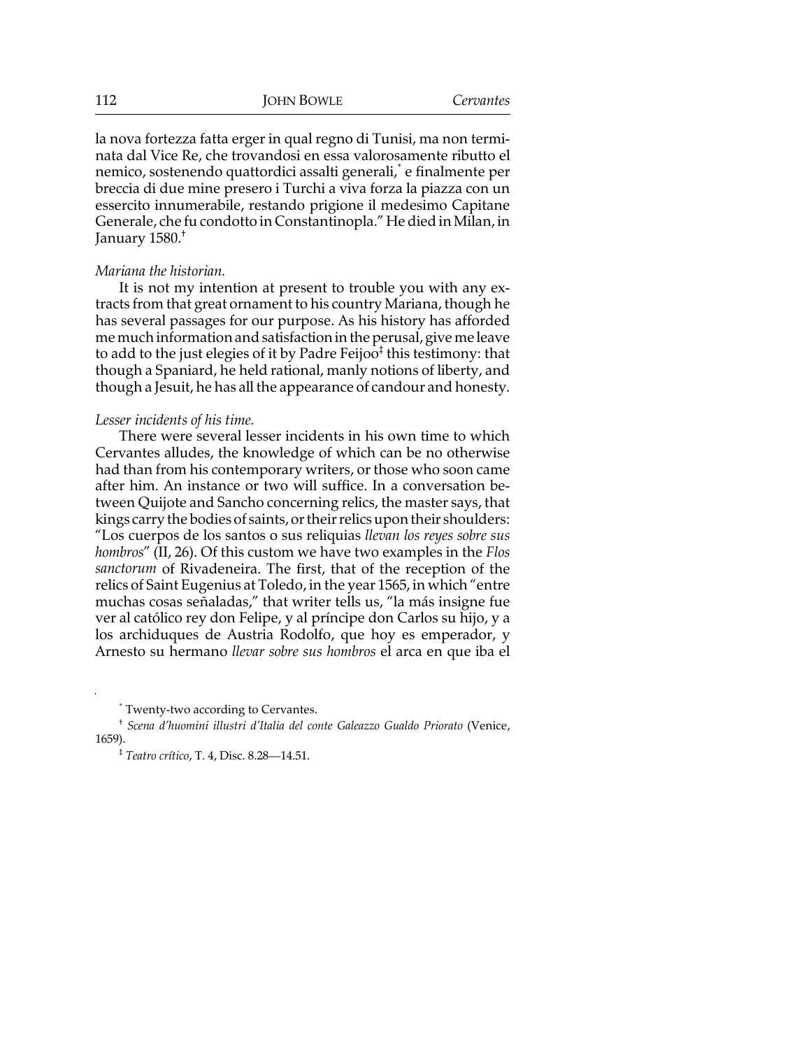la nova fortezza fatta erger in qual regno di Tunisi, ma non terminata dal Vice Re, che trovandosi en essa valorosamente ributto el nemico, sostenendo quattordici assalti generali,[*] e finalmente per breccia di due mine presero i Turchi a viva forza la piazza con un essercito innumerabile, restando prigione il medesimo Capitane Generale, che fu condotto in Constantinopla." He died in Milan, in January 1580.[†]

*Mariana the historian.*

It is not my intention at present to trouble you with any extracts from that great ornament to his country Mariana, though he has several passages for our purpose. As his history has afforded me much information and satisfaction in the perusal, give me leave to add to the just elegies of it by Padre Feijoo[‡] this testimony: that though a Spaniard, he held rational, manly notions of liberty, and though a Jesuit, he has all the appearance of candour and honesty.

*Lesser incidents of his time.*

There were several lesser incidents in his own time to which Cervantes alludes, the knowledge of which can be no otherwise had than from his contemporary writers, or those who soon came after him. An instance or two will suffice. In a conversation between Quijote and Sancho concerning relics, the master says, that kings carry the bodies of saints, or their relics upon their shoulders: "Los cuerpos de los santos o sus reliquias *llevan los reyes sobre sus hombros*" (II, 26). Of this custom we have two examples in the *Flos sanctorum* of Rivadeneira. The first, that of the reception of the relics of Saint Eugenius at Toledo, in the year 1565, in which "entre muchas cosas señaladas," that writer tells us, "la más insigne fue ver al católico rey don Felipe, y al príncipe don Carlos su hijo, y a los archiduques de Austria Rodolfo, que hoy es emperador, y Arnesto su hermano *llevar sobre sus hombros* el arca en que iba el

[*] Twenty-two according to Cervantes.

[†] *Scena d'huomini illustri d'Italia del conte Galeazzo Gualdo Priorato* (Venice, 1659).

[‡] *Teatro crítico*, T. 4, Disc. 8.28—14.51.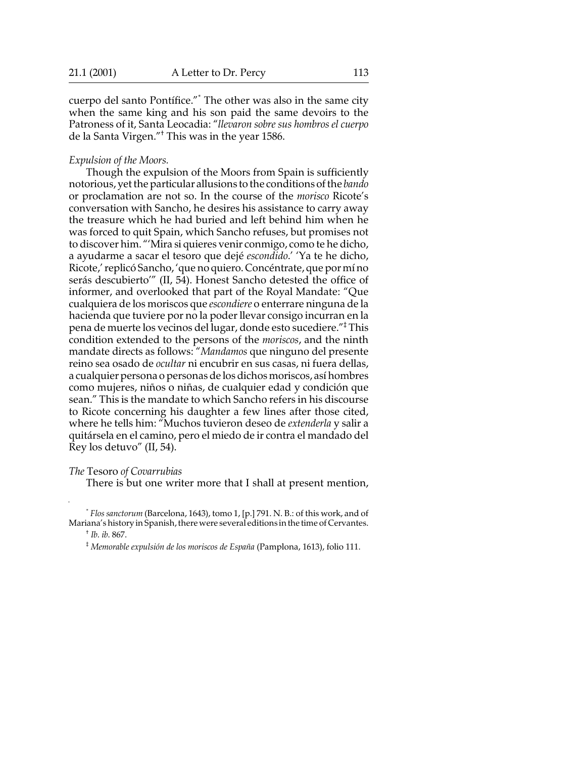cuerpo del santo Pontífice."[*] The other was also in the same city when the same king and his son paid the same devoirs to the Patroness of it, Santa Leocadia: "*llevaron sobre sus hombros el cuerpo* de la Santa Virgen."[†] This was in the year 1586.

*Expulsion of the Moors.*

Though the expulsion of the Moors from Spain is sufficiently notorious, yet the particular allusions to the conditions of the *bando* or proclamation are not so. In the course of the *morisco* Ricote's conversation with Sancho, he desires his assistance to carry away the treasure which he had buried and left behind him when he was forced to quit Spain, which Sancho refuses, but promises not to discover him. "'Mira si quieres venir conmigo, como te he dicho, a ayudarme a sacar el tesoro que dejé *escondido*.' 'Ya te he dicho, Ricote,' replicó Sancho, 'que no quiero. Concéntrate, que por mí no serás descubierto'" (II, 54). Honest Sancho detested the office of informer, and overlooked that part of the Royal Mandate: "Que cualquiera de los moriscos que *escondiere* o enterrare ninguna de la hacienda que tuviere por no la poder llevar consigo incurran en la pena de muerte los vecinos del lugar, donde esto sucediere."[‡] This condition extended to the persons of the *moriscos*, and the ninth mandate directs as follows: "*Mandamos* que ninguno del presente reino sea osado de *ocultar* ni encubrir en sus casas, ni fuera dellas, a cualquier persona o personas de los dichos moriscos, así hombres como mujeres, niños o niñas, de cualquier edad y condición que sean." This is the mandate to which Sancho refers in his discourse to Ricote concerning his daughter a few lines after those cited, where he tells him: "Muchos tuvieron deseo de *extenderla* y salir a quitársela en el camino, pero el miedo de ir contra el mandado del Rey los detuvo" (II, 54).

*The* Tesoro *of Covarrubias*

There is but one writer more that I shall at present mention,

---

[*] *Flos sanctorum* (Barcelona, 1643), tomo 1, [p.] 791. N. B.: of this work, and of Mariana's history in Spanish, there were several editions in the time of Cervantes.

[†] *Ib. ib.* 867.

[‡] *Memorable expulsión de los moriscos de España* (Pamplona, 1613), folio 111.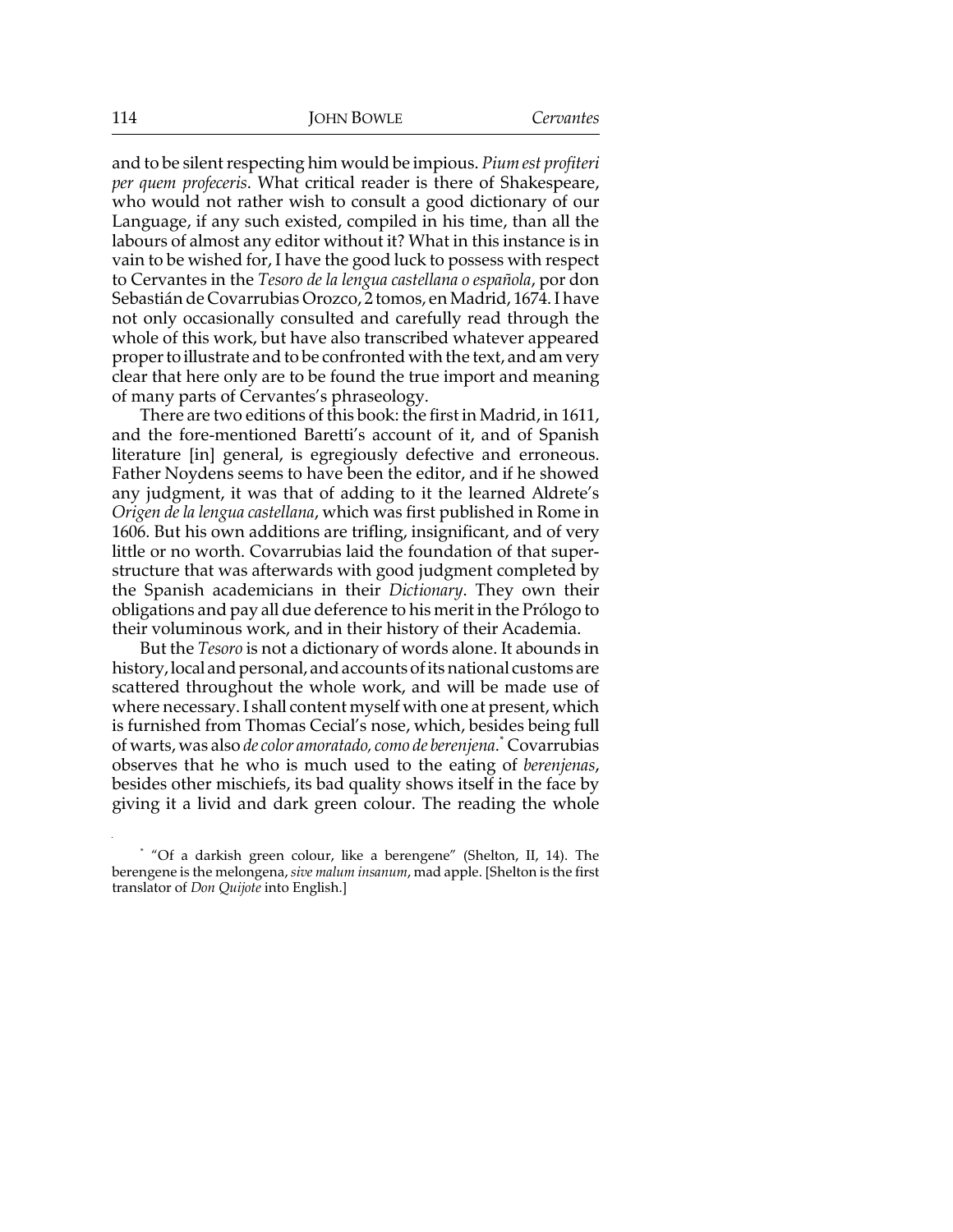and to be silent respecting him would be impious. *Pium est profiteri per quem profeceris*. What critical reader is there of Shakespeare, who would not rather wish to consult a good dictionary of our Language, if any such existed, compiled in his time, than all the labours of almost any editor without it? What in this instance is in vain to be wished for, I have the good luck to possess with respect to Cervantes in the *Tesoro de la lengua castellana o española*, por don Sebastián de Covarrubias Orozco, 2 tomos, en Madrid, 1674. I have not only occasionally consulted and carefully read through the whole of this work, but have also transcribed whatever appeared proper to illustrate and to be confronted with the text, and am very clear that here only are to be found the true import and meaning of many parts of Cervantes's phraseology.

There are two editions of this book: the first in Madrid, in 1611, and the fore-mentioned Baretti's account of it, and of Spanish literature [in] general, is egregiously defective and erroneous. Father Noydens seems to have been the editor, and if he showed any judgment, it was that of adding to it the learned Aldrete's *Origen de la lengua castellana*, which was first published in Rome in 1606. But his own additions are trifling, insignificant, and of very little or no worth. Covarrubias laid the foundation of that superstructure that was afterwards with good judgment completed by the Spanish academicians in their *Dictionary*. They own their obligations and pay all due deference to his merit in the Prólogo to their voluminous work, and in their history of their Academia.

But the *Tesoro* is not a dictionary of words alone. It abounds in history, local and personal, and accounts of its national customs are scattered throughout the whole work, and will be made use of where necessary. I shall content myself with one at present, which is furnished from Thomas Cecial's nose, which, besides being full of warts, was also *de color amoratado, como de berenjena*.* Covarrubias observes that he who is much used to the eating of *berenjenas*, besides other mischiefs, its bad quality shows itself in the face by giving it a livid and dark green colour. The reading the whole

* "Of a darkish green colour, like a berengene" (Shelton, II, 14). The berengene is the melongena, *sive malum insanum*, mad apple. [Shelton is the first translator of *Don Quijote* into English.]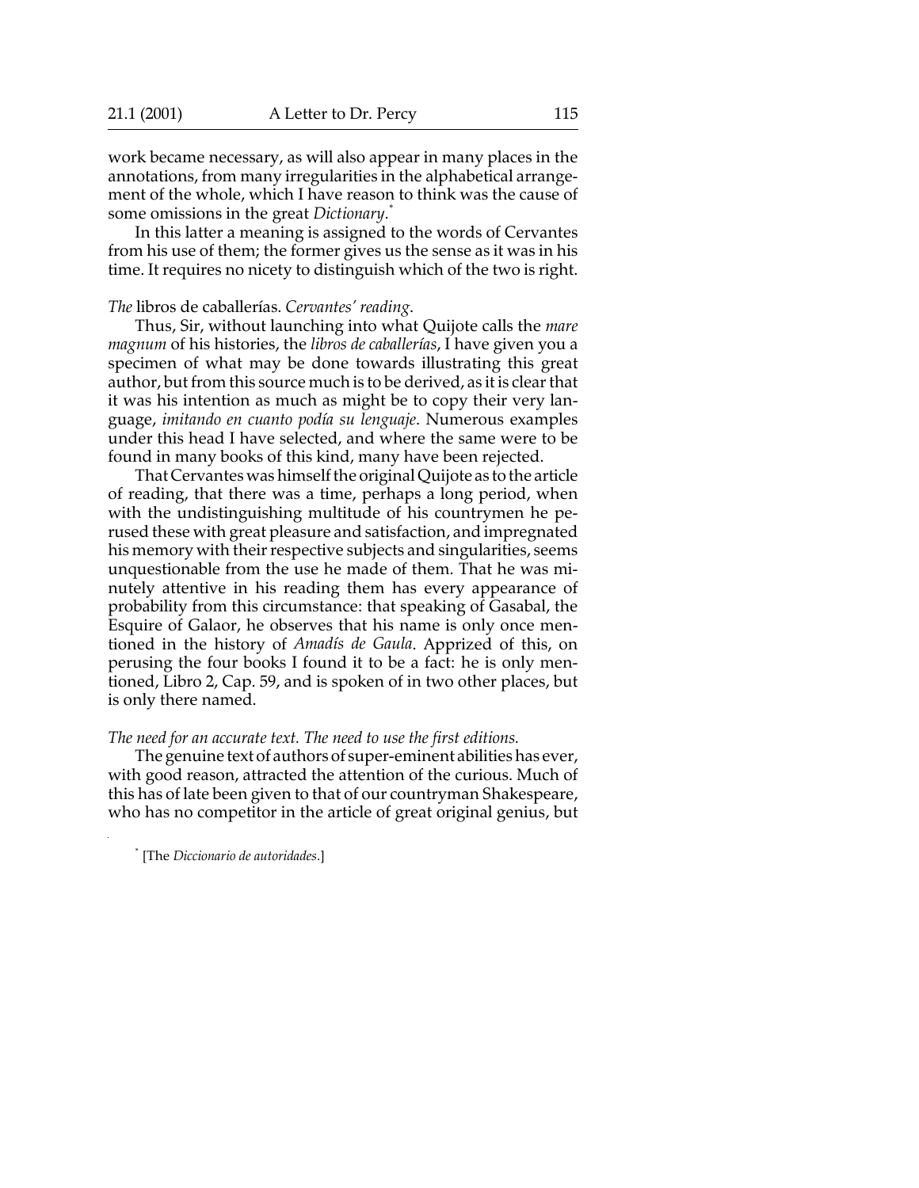work became necessary, as will also appear in many places in the annotations, from many irregularities in the alphabetical arrangement of the whole, which I have reason to think was the cause of some omissions in the great *Dictionary*.*

In this latter a meaning is assigned to the words of Cervantes from his use of them; the former gives us the sense as it was in his time. It requires no nicety to distinguish which of the two is right.

*The* libros de caballerías. *Cervantes' reading.*

Thus, Sir, without launching into what Quijote calls the *mare magnum* of his histories, the *libros de caballerías*, I have given you a specimen of what may be done towards illustrating this great author, but from this source much is to be derived, as it is clear that it was his intention as much as might be to copy their very language, *imitando en cuanto podía su lenguaje*. Numerous examples under this head I have selected, and where the same were to be found in many books of this kind, many have been rejected.

That Cervantes was himself the original Quijote as to the article of reading, that there was a time, perhaps a long period, when with the undistinguishing multitude of his countrymen he perused these with great pleasure and satisfaction, and impregnated his memory with their respective subjects and singularities, seems unquestionable from the use he made of them. That he was minutely attentive in his reading them has every appearance of probability from this circumstance: that speaking of Gasabal, the Esquire of Galaor, he observes that his name is only once mentioned in the history of *Amadís de Gaula*. Apprized of this, on perusing the four books I found it to be a fact: he is only mentioned, Libro 2, Cap. 59, and is spoken of in two other places, but is only there named.

*The need for an accurate text. The need to use the first editions.*

The genuine text of authors of super-eminent abilities has ever, with good reason, attracted the attention of the curious. Much of this has of late been given to that of our countryman Shakespeare, who has no competitor in the article of great original genius, but

* [The *Diccionario de autoridades*.]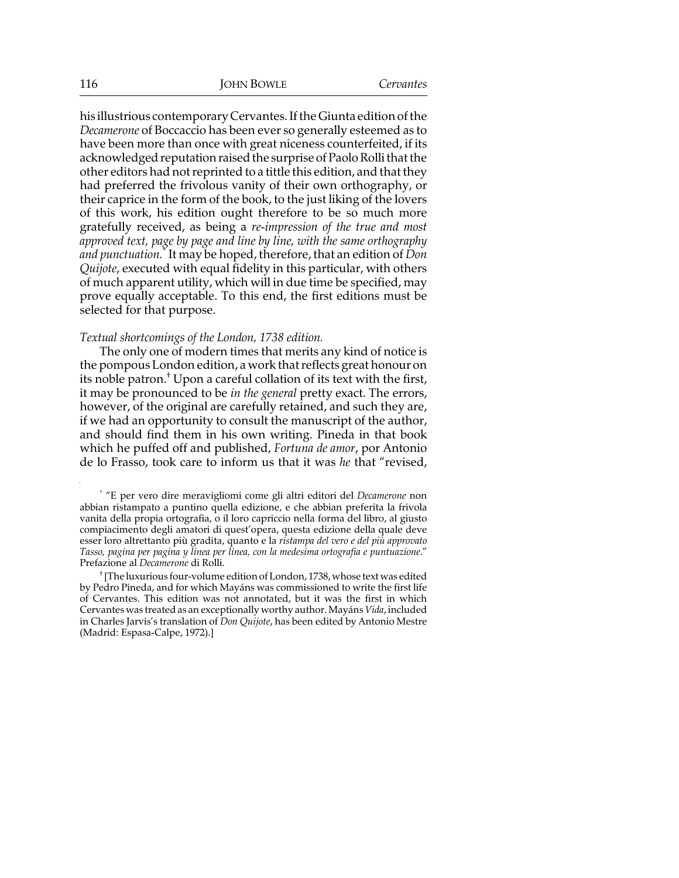his illustrious contemporary Cervantes. If the Giunta edition of the *Decamerone* of Boccaccio has been ever so generally esteemed as to have been more than once with great niceness counterfeited, if its acknowledged reputation raised the surprise of Paolo Rolli that the other editors had not reprinted to a tittle this edition, and that they had preferred the frivolous vanity of their own orthography, or their caprice in the form of the book, to the just liking of the lovers of this work, his edition ought therefore to be so much more gratefully received, as being a *re-impression of the true and most approved text, page by page and line by line, with the same orthography and punctuation.*[*] It may be hoped, therefore, that an edition of *Don Quijote*, executed with equal fidelity in this particular, with others of much apparent utility, which will in due time be specified, may prove equally acceptable. To this end, the first editions must be selected for that purpose.

*Textual shortcomings of the London, 1738 edition.*

The only one of modern times that merits any kind of notice is the pompous London edition, a work that reflects great honour on its noble patron.[†] Upon a careful collation of its text with the first, it may be pronounced to be *in the general* pretty exact. The errors, however, of the original are carefully retained, and such they are, if we had an opportunity to consult the manuscript of the author, and should find them in his own writing. Pineda in that book which he puffed off and published, *Fortuna de amor*, por Antonio de lo Frasso, took care to inform us that it was *he* that "revised,

[*] "E per vero dire meravigliomi come gli altri editori del *Decamerone* non abbian ristampato a puntino quella edizione, e che abbian preferita la frivola vanita della propia ortografia, o il loro capriccio nella forma del libro, al giusto compiacimento degli amatori di quest'opera, questa edizione della quale deve esser loro altrettanto più gradita, quanto e la *ristampa del vero e del più approvato Tasso, pagina per pagina y linea per linea, con la medesima ortografia e puntuazione*." Prefazione al *Decamerone* di Rolli.

[†] [The luxurious four-volume edition of London, 1738, whose text was edited by Pedro Pineda, and for which Mayáns was commissioned to write the first life of Cervantes. This edition was not annotated, but it was the first in which Cervantes was treated as an exceptionally worthy author. Mayáns *Vida*, included in Charles Jarvis's translation of *Don Quijote*, has been edited by Antonio Mestre (Madrid: Espasa-Calpe, 1972).]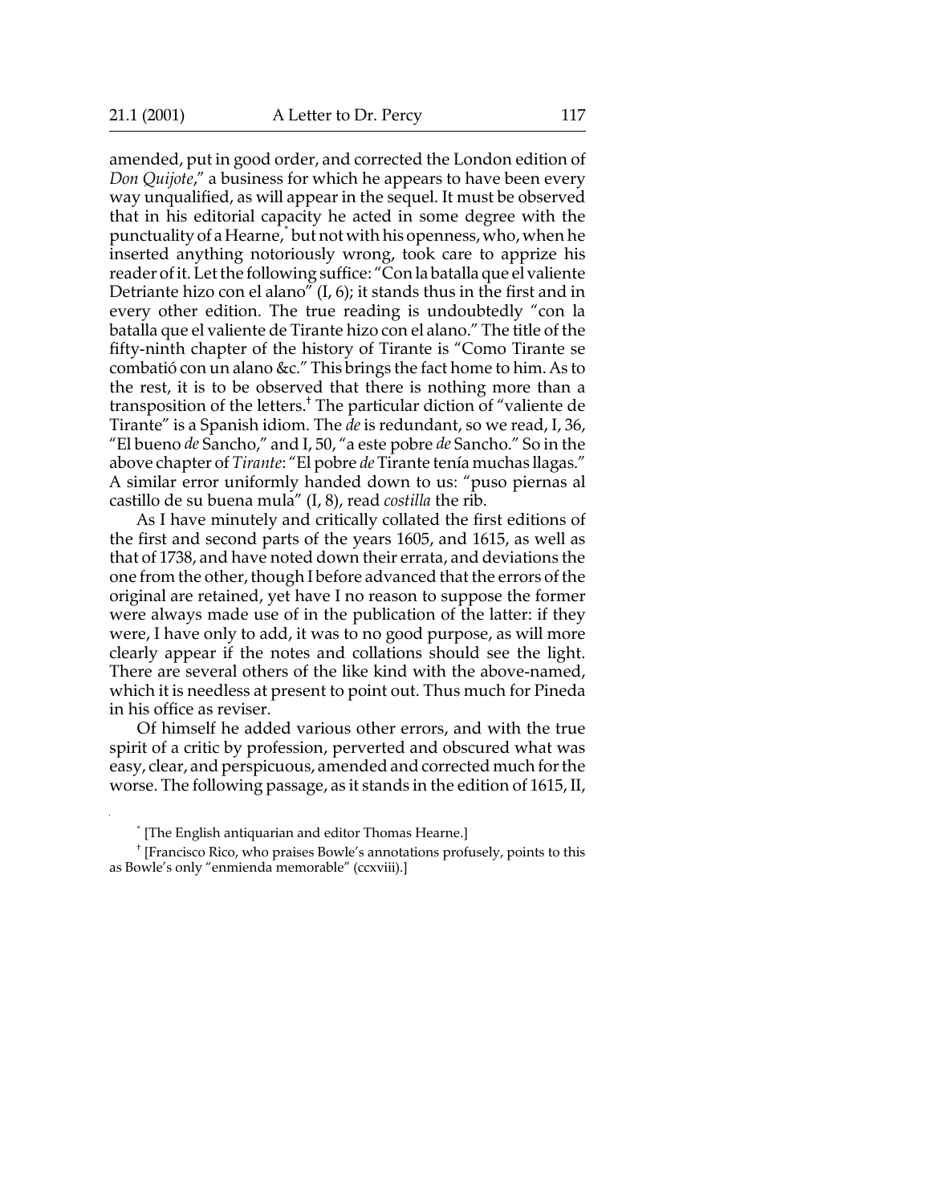amended, put in good order, and corrected the London edition of *Don Quijote*," a business for which he appears to have been every way unqualified, as will appear in the sequel. It must be observed that in his editorial capacity he acted in some degree with the punctuality of a Hearne,[*] but not with his openness, who, when he inserted anything notoriously wrong, took care to apprize his reader of it. Let the following suffice: "Con la batalla que el valiente Detriante hizo con el alano" (I, 6); it stands thus in the first and in every other edition. The true reading is undoubtedly "con la batalla que el valiente de Tirante hizo con el alano." The title of the fifty-ninth chapter of the history of Tirante is "Como Tirante se combatió con un alano &c." This brings the fact home to him. As to the rest, it is to be observed that there is nothing more than a transposition of the letters.[†] The particular diction of "valiente de Tirante" is a Spanish idiom. The *de* is redundant, so we read, I, 36, "El bueno *de* Sancho," and I, 50, "a este pobre *de* Sancho." So in the above chapter of *Tirante*: "El pobre *de* Tirante tenía muchas llagas." A similar error uniformly handed down to us: "puso piernas al castillo de su buena mula" (I, 8), read *costilla* the rib.

As I have minutely and critically collated the first editions of the first and second parts of the years 1605, and 1615, as well as that of 1738, and have noted down their errata, and deviations the one from the other, though I before advanced that the errors of the original are retained, yet have I no reason to suppose the former were always made use of in the publication of the latter: if they were, I have only to add, it was to no good purpose, as will more clearly appear if the notes and collations should see the light. There are several others of the like kind with the above-named, which it is needless at present to point out. Thus much for Pineda in his office as reviser.

Of himself he added various other errors, and with the true spirit of a critic by profession, perverted and obscured what was easy, clear, and perspicuous, amended and corrected much for the worse. The following passage, as it stands in the edition of 1615, II,

[*] [The English antiquarian and editor Thomas Hearne.]

[†] [Francisco Rico, who praises Bowle's annotations profusely, points to this as Bowle's only "enmienda memorable" (ccxviii).]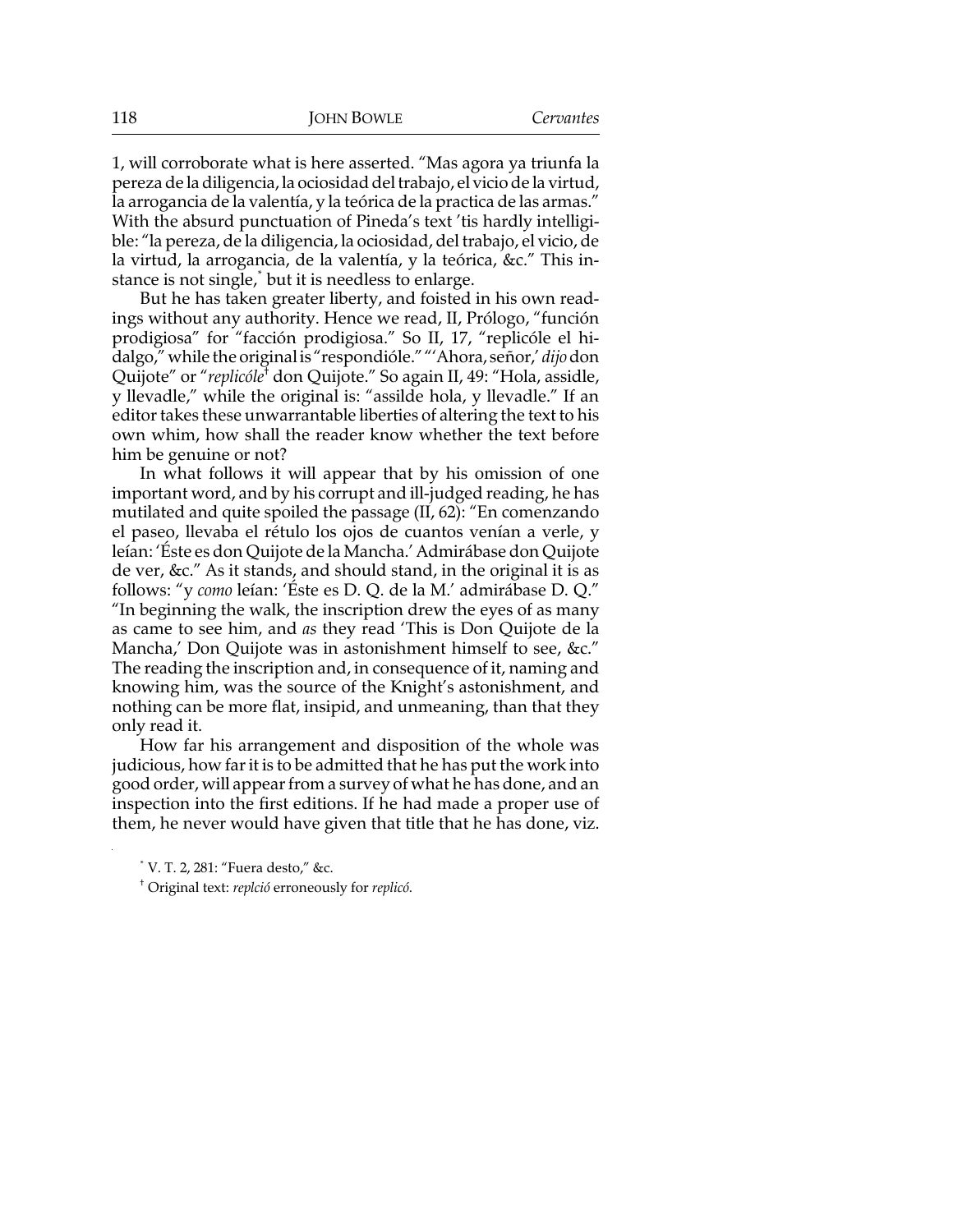1, will corroborate what is here asserted. "Mas agora ya triunfa la pereza de la diligencia, la ociosidad del trabajo, el vicio de la virtud, la arrogancia de la valentía, y la teórica de la practica de las armas." With the absurd punctuation of Pineda's text 'tis hardly intelligible: "la pereza, de la diligencia, la ociosidad, del trabajo, el vicio, de la virtud, la arrogancia, de la valentía, y la teórica, &c." This instance is not single,* but it is needless to enlarge.

But he has taken greater liberty, and foisted in his own readings without any authority. Hence we read, II, Prólogo, "función prodigiosa" for "facción prodigiosa." So II, 17, "replicóle el hidalgo," while the original is "respondióle." "'Ahora, señor,' *dijo* don Quijote" or "*replicóle*† don Quijote." So again II, 49: "Hola, assidle, y llevadle," while the original is: "assilde hola, y llevadle." If an editor takes these unwarrantable liberties of altering the text to his own whim, how shall the reader know whether the text before him be genuine or not?

In what follows it will appear that by his omission of one important word, and by his corrupt and ill-judged reading, he has mutilated and quite spoiled the passage (II, 62): "En comenzando el paseo, llevaba el rétulo los ojos de cuantos venían a verle, y leían: 'Éste es don Quijote de la Mancha.' Admirábase don Quijote de ver, &c." As it stands, and should stand, in the original it is as follows: "y *como* leían: 'Éste es D. Q. de la M.' admirábase D. Q." "In beginning the walk, the inscription drew the eyes of as many as came to see him, and *as* they read 'This is Don Quijote de la Mancha,' Don Quijote was in astonishment himself to see, &c." The reading the inscription and, in consequence of it, naming and knowing him, was the source of the Knight's astonishment, and nothing can be more flat, insipid, and unmeaning, than that they only read it.

How far his arrangement and disposition of the whole was judicious, how far it is to be admitted that he has put the work into good order, will appear from a survey of what he has done, and an inspection into the first editions. If he had made a proper use of them, he never would have given that title that he has done, viz.

* V. T. 2, 281: "Fuera desto," &c.

† Original text: *replció* erroneously for *replicó*.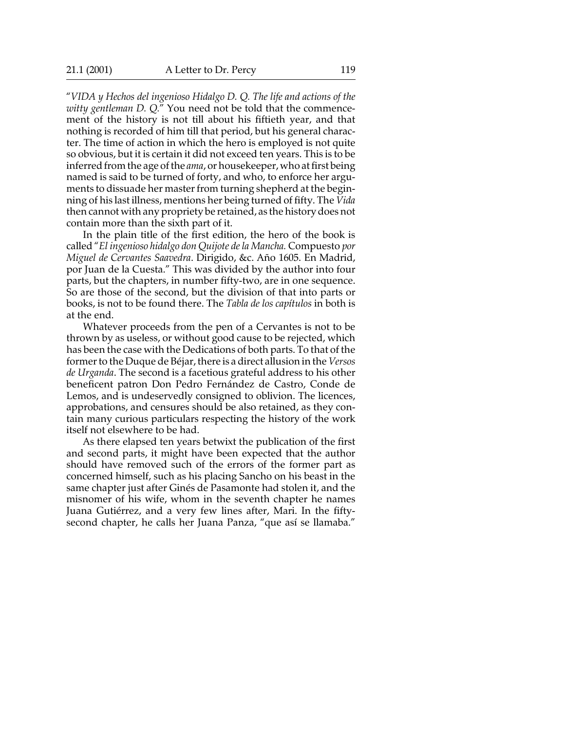"*VIDA y Hechos del ingenioso Hidalgo D. Q. The life and actions of the witty gentleman D. Q.*" You need not be told that the commencement of the history is not till about his fiftieth year, and that nothing is recorded of him till that period, but his general character. The time of action in which the hero is employed is not quite so obvious, but it is certain it did not exceed ten years. This is to be inferred from the age of the *ama*, or housekeeper, who at first being named is said to be turned of forty, and who, to enforce her arguments to dissuade her master from turning shepherd at the beginning of his last illness, mentions her being turned of fifty. The *Vida* then cannot with any propriety be retained, as the history does not contain more than the sixth part of it.

In the plain title of the first edition, the hero of the book is called "*El ingenioso hidalgo don Quijote de la Mancha.* Compuesto *por Miguel de Cervantes Saavedra*. Dirigido, &c. Año 1605. En Madrid, por Juan de la Cuesta." This was divided by the author into four parts, but the chapters, in number fifty-two, are in one sequence. So are those of the second, but the division of that into parts or books, is not to be found there. The *Tabla de los capítulos* in both is at the end.

Whatever proceeds from the pen of a Cervantes is not to be thrown by as useless, or without good cause to be rejected, which has been the case with the Dedications of both parts. To that of the former to the Duque de Béjar, there is a direct allusion in the *Versos de Urganda*. The second is a facetious grateful address to his other beneficent patron Don Pedro Fernández de Castro, Conde de Lemos, and is undeservedly consigned to oblivion. The licences, approbations, and censures should be also retained, as they contain many curious particulars respecting the history of the work itself not elsewhere to be had.

As there elapsed ten years betwixt the publication of the first and second parts, it might have been expected that the author should have removed such of the errors of the former part as concerned himself, such as his placing Sancho on his beast in the same chapter just after Ginés de Pasamonte had stolen it, and the misnomer of his wife, whom in the seventh chapter he names Juana Gutiérrez, and a very few lines after, Mari. In the fifty-second chapter, he calls her Juana Panza, "que así se llamaba."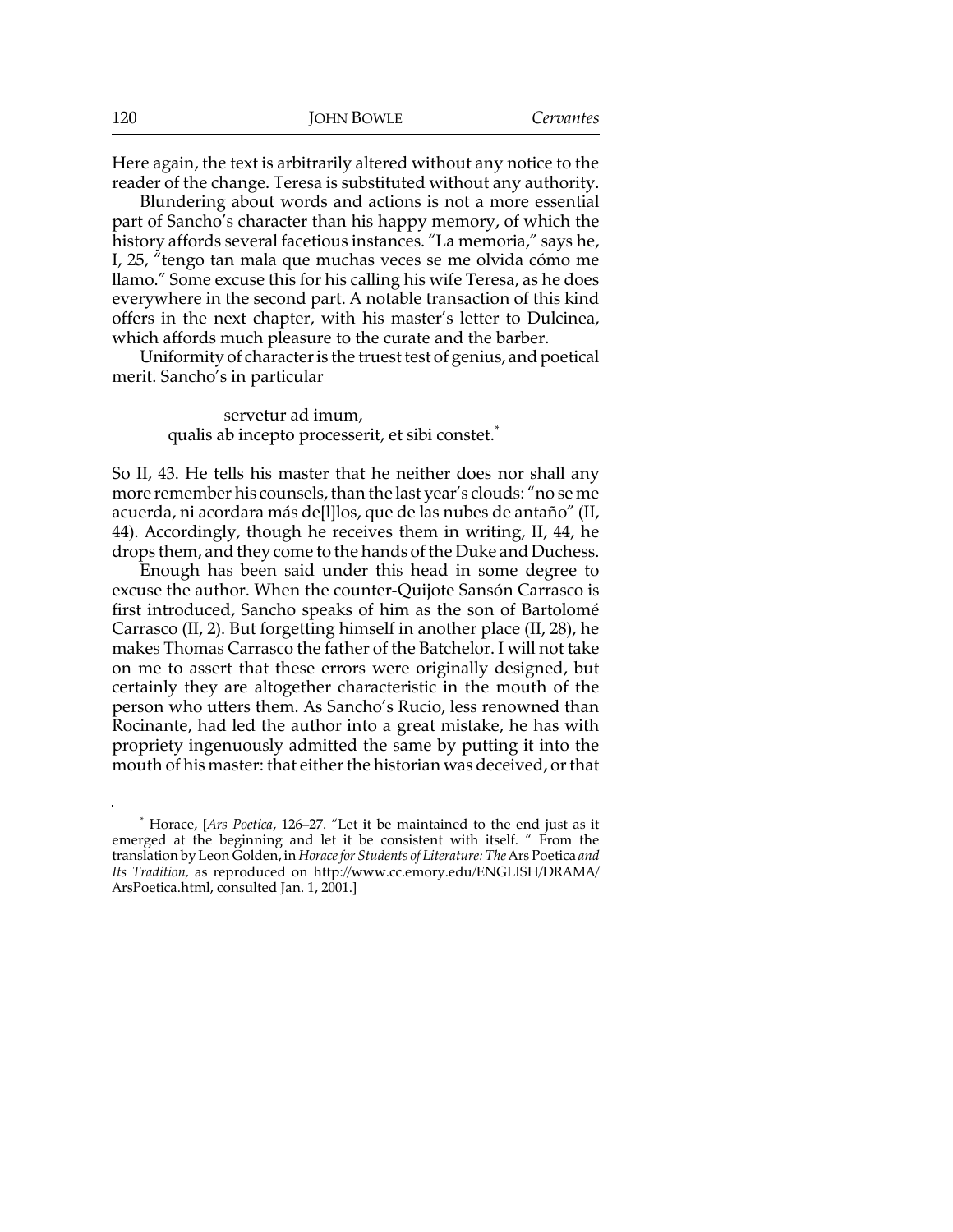Here again, the text is arbitrarily altered without any notice to the reader of the change. Teresa is substituted without any authority.

Blundering about words and actions is not a more essential part of Sancho's character than his happy memory, of which the history affords several facetious instances. "La memoria," says he, I, 25, "tengo tan mala que muchas veces se me olvida cómo me llamo." Some excuse this for his calling his wife Teresa, as he does everywhere in the second part. A notable transaction of this kind offers in the next chapter, with his master's letter to Dulcinea, which affords much pleasure to the curate and the barber.

Uniformity of character is the truest test of genius, and poetical merit. Sancho's in particular

> servetur ad imum,
> qualis ab incepto processerit, et sibi constet.*

So II, 43. He tells his master that he neither does nor shall any more remember his counsels, than the last year's clouds: "no se me acuerda, ni acordara más de[l]los, que de las nubes de antaño" (II, 44). Accordingly, though he receives them in writing, II, 44, he drops them, and they come to the hands of the Duke and Duchess.

Enough has been said under this head in some degree to excuse the author. When the counter-Quijote Sansón Carrasco is first introduced, Sancho speaks of him as the son of Bartolomé Carrasco (II, 2). But forgetting himself in another place (II, 28), he makes Thomas Carrasco the father of the Batchelor. I will not take on me to assert that these errors were originally designed, but certainly they are altogether characteristic in the mouth of the person who utters them. As Sancho's Rucio, less renowned than Rocinante, had led the author into a great mistake, he has with propriety ingenuously admitted the same by putting it into the mouth of his master: that either the historian was deceived, or that

---

* Horace, [*Ars Poetica*, 126–27. "Let it be maintained to the end just as it emerged at the beginning and let it be consistent with itself. " From the translation by Leon Golden, in *Horace for Students of Literature: The* Ars Poetica *and Its Tradition,* as reproduced on http://www.cc.emory.edu/ENGLISH/DRAMA/ArsPoetica.html, consulted Jan. 1, 2001.]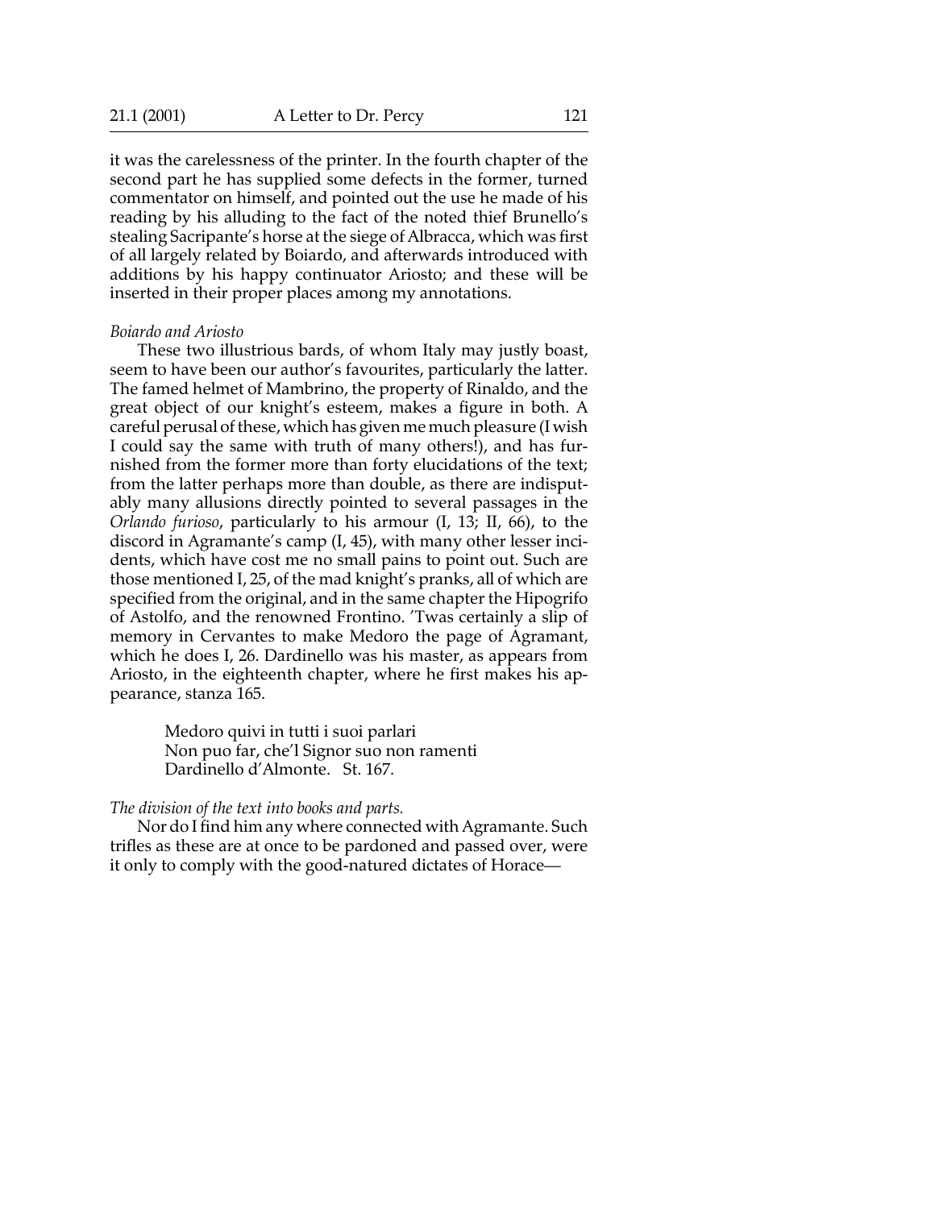it was the carelessness of the printer. In the fourth chapter of the second part he has supplied some defects in the former, turned commentator on himself, and pointed out the use he made of his reading by his alluding to the fact of the noted thief Brunello's stealing Sacripante's horse at the siege of Albracca, which was first of all largely related by Boiardo, and afterwards introduced with additions by his happy continuator Ariosto; and these will be inserted in their proper places among my annotations.

*Boiardo and Ariosto*

These two illustrious bards, of whom Italy may justly boast, seem to have been our author's favourites, particularly the latter. The famed helmet of Mambrino, the property of Rinaldo, and the great object of our knight's esteem, makes a figure in both. A careful perusal of these, which has given me much pleasure (I wish I could say the same with truth of many others!), and has furnished from the former more than forty elucidations of the text; from the latter perhaps more than double, as there are indisputably many allusions directly pointed to several passages in the *Orlando furioso*, particularly to his armour (I, 13; II, 66), to the discord in Agramante's camp (I, 45), with many other lesser incidents, which have cost me no small pains to point out. Such are those mentioned I, 25, of the mad knight's pranks, all of which are specified from the original, and in the same chapter the Hipogrifo of Astolfo, and the renowned Frontino. 'Twas certainly a slip of memory in Cervantes to make Medoro the page of Agramant, which he does I, 26. Dardinello was his master, as appears from Ariosto, in the eighteenth chapter, where he first makes his appearance, stanza 165.

> Medoro quivi in tutti i suoi parlari
> Non puo far, che'l Signor suo non ramenti
> Dardinello d'Almonte. St. 167.

*The division of the text into books and parts.*

Nor do I find him any where connected with Agramante. Such trifles as these are at once to be pardoned and passed over, were it only to comply with the good-natured dictates of Horace—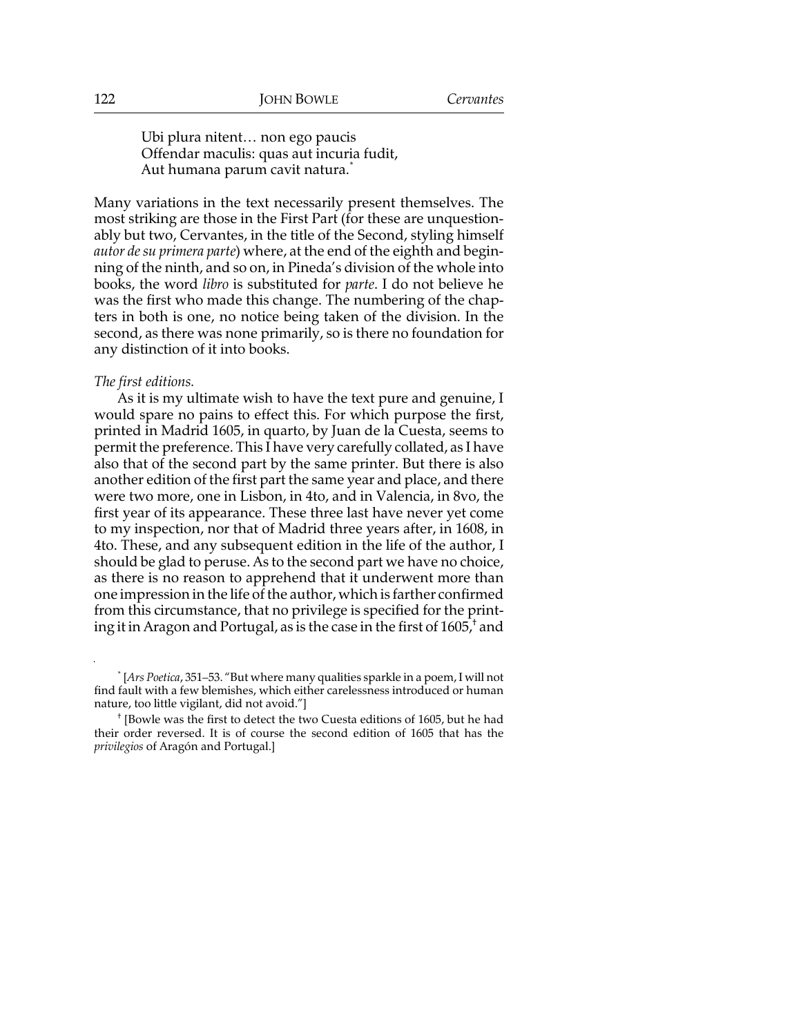Ubi plura nitent… non ego paucis  
Offendar maculis: quas aut incuria fudit,  
Aut humana parum cavit natura.*

Many variations in the text necessarily present themselves. The most striking are those in the First Part (for these are unquestionably but two, Cervantes, in the title of the Second, styling himself *autor de su primera parte*) where, at the end of the eighth and beginning of the ninth, and so on, in Pineda's division of the whole into books, the word *libro* is substituted for *parte*. I do not believe he was the first who made this change. The numbering of the chapters in both is one, no notice being taken of the division. In the second, as there was none primarily, so is there no foundation for any distinction of it into books.

*The first editions.*

As it is my ultimate wish to have the text pure and genuine, I would spare no pains to effect this. For which purpose the first, printed in Madrid 1605, in quarto, by Juan de la Cuesta, seems to permit the preference. This I have very carefully collated, as I have also that of the second part by the same printer. But there is also another edition of the first part the same year and place, and there were two more, one in Lisbon, in 4to, and in Valencia, in 8vo, the first year of its appearance. These three last have never yet come to my inspection, nor that of Madrid three years after, in 1608, in 4to. These, and any subsequent edition in the life of the author, I should be glad to peruse. As to the second part we have no choice, as there is no reason to apprehend that it underwent more than one impression in the life of the author, which is farther confirmed from this circumstance, that no privilege is specified for the printing it in Aragon and Portugal, as is the case in the first of 1605,† and

---

* [*Ars Poetica*, 351–53. "But where many qualities sparkle in a poem, I will not find fault with a few blemishes, which either carelessness introduced or human nature, too little vigilant, did not avoid."]

† [Bowle was the first to detect the two Cuesta editions of 1605, but he had their order reversed. It is of course the second edition of 1605 that has the *privilegios* of Aragón and Portugal.]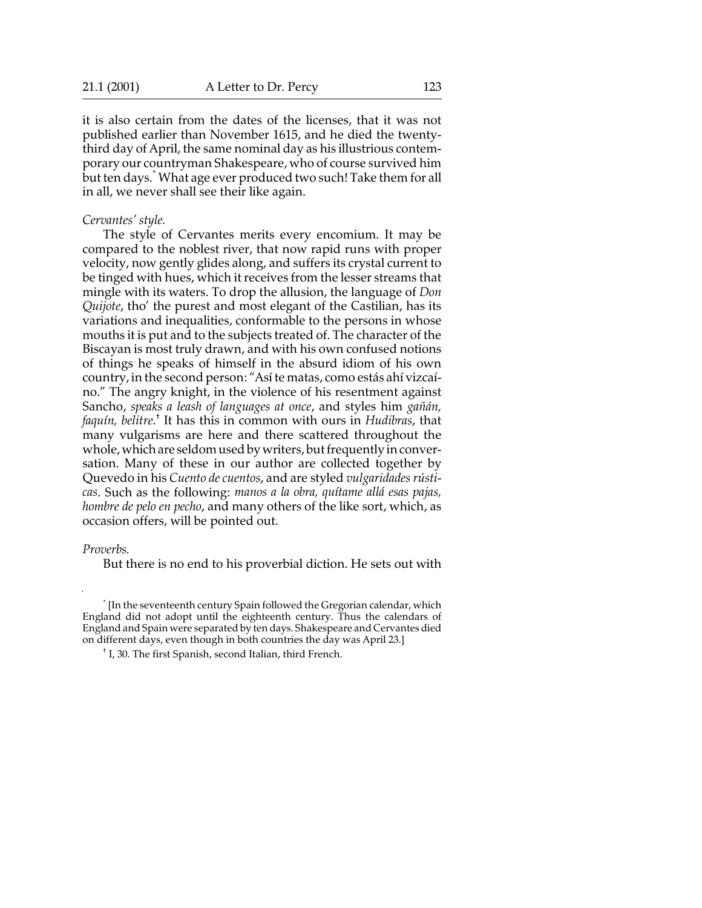it is also certain from the dates of the licenses, that it was not published earlier than November 1615, and he died the twenty-third day of April, the same nominal day as his illustrious contemporary our countryman Shakespeare, who of course survived him but ten days.* What age ever produced two such! Take them for all in all, we never shall see their like again.

*Cervantes' style.*

The style of Cervantes merits every encomium. It may be compared to the noblest river, that now rapid runs with proper velocity, now gently glides along, and suffers its crystal current to be tinged with hues, which it receives from the lesser streams that mingle with its waters. To drop the allusion, the language of *Don Quijote*, tho' the purest and most elegant of the Castilian, has its variations and inequalities, conformable to the persons in whose mouths it is put and to the subjects treated of. The character of the Biscayan is most truly drawn, and with his own confused notions of things he speaks of himself in the absurd idiom of his own country, in the second person: "Así te matas, como estás ahí vizcaíno." The angry knight, in the violence of his resentment against Sancho, *speaks a leash of languages at once*, and styles him *gañán, faquín, belitre*.† It has this in common with ours in *Hudibras*, that many vulgarisms are here and there scattered throughout the whole, which are seldom used by writers, but frequently in conversation. Many of these in our author are collected together by Quevedo in his *Cuento de cuentos*, and are styled *vulgaridades rústicas*. Such as the following: *manos a la obra, quítame allá esas pajas, hombre de pelo en pecho*, and many others of the like sort, which, as occasion offers, will be pointed out.

*Proverbs.*

But there is no end to his proverbial diction. He sets out with

---

* [In the seventeenth century Spain followed the Gregorian calendar, which England did not adopt until the eighteenth century. Thus the calendars of England and Spain were separated by ten days. Shakespeare and Cervantes died on different days, even though in both countries the day was April 23.]

† I, 30. The first Spanish, second Italian, third French.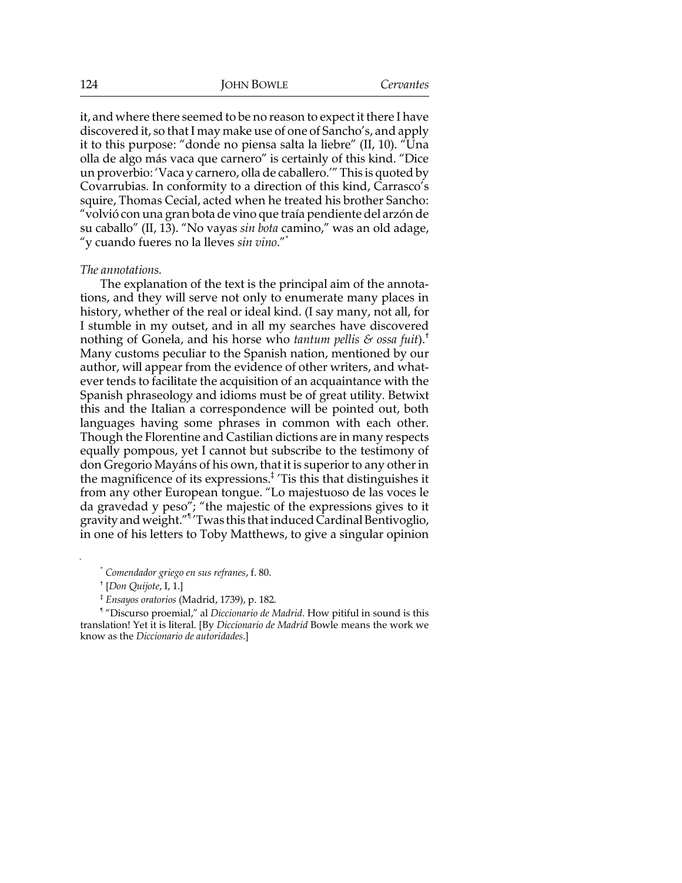it, and where there seemed to be no reason to expect it there I have discovered it, so that I may make use of one of Sancho's, and apply it to this purpose: "donde no piensa salta la liebre" (II, 10). "Una olla de algo más vaca que carnero" is certainly of this kind. "Dice un proverbio: 'Vaca y carnero, olla de caballero.'" This is quoted by Covarrubias. In conformity to a direction of this kind, Carrasco's squire, Thomas Cecial, acted when he treated his brother Sancho: "volvió con una gran bota de vino que traía pendiente del arzón de su caballo" (II, 13). "No vayas *sin bota* camino," was an old adage, "y cuando fueres no la lleves *sin vino*."[*]

*The annotations.*

The explanation of the text is the principal aim of the annotations, and they will serve not only to enumerate many places in history, whether of the real or ideal kind. (I say many, not all, for I stumble in my outset, and in all my searches have discovered nothing of Gonela, and his horse who *tantum pellis & ossa fuit*).[†] Many customs peculiar to the Spanish nation, mentioned by our author, will appear from the evidence of other writers, and whatever tends to facilitate the acquisition of an acquaintance with the Spanish phraseology and idioms must be of great utility. Betwixt this and the Italian a correspondence will be pointed out, both languages having some phrases in common with each other. Though the Florentine and Castilian dictions are in many respects equally pompous, yet I cannot but subscribe to the testimony of don Gregorio Mayáns of his own, that it is superior to any other in the magnificence of its expressions.[‡] 'Tis this that distinguishes it from any other European tongue. "Lo majestuoso de las voces le da gravedad y peso"; "the majestic of the expressions gives to it gravity and weight."[¶] 'Twas this that induced Cardinal Bentivoglio, in one of his letters to Toby Matthews, to give a singular opinion

---

[*] *Comendador griego en sus refranes*, f. 80.

[†] [*Don Quijote*, I, 1.]

[‡] *Ensayos oratorios* (Madrid, 1739), p. 182.

[¶] "Discurso proemial," al *Diccionario de Madrid*. How pitiful in sound is this translation! Yet it is literal. [By *Diccionario de Madrid* Bowle means the work we know as the *Diccionario de autoridades*.]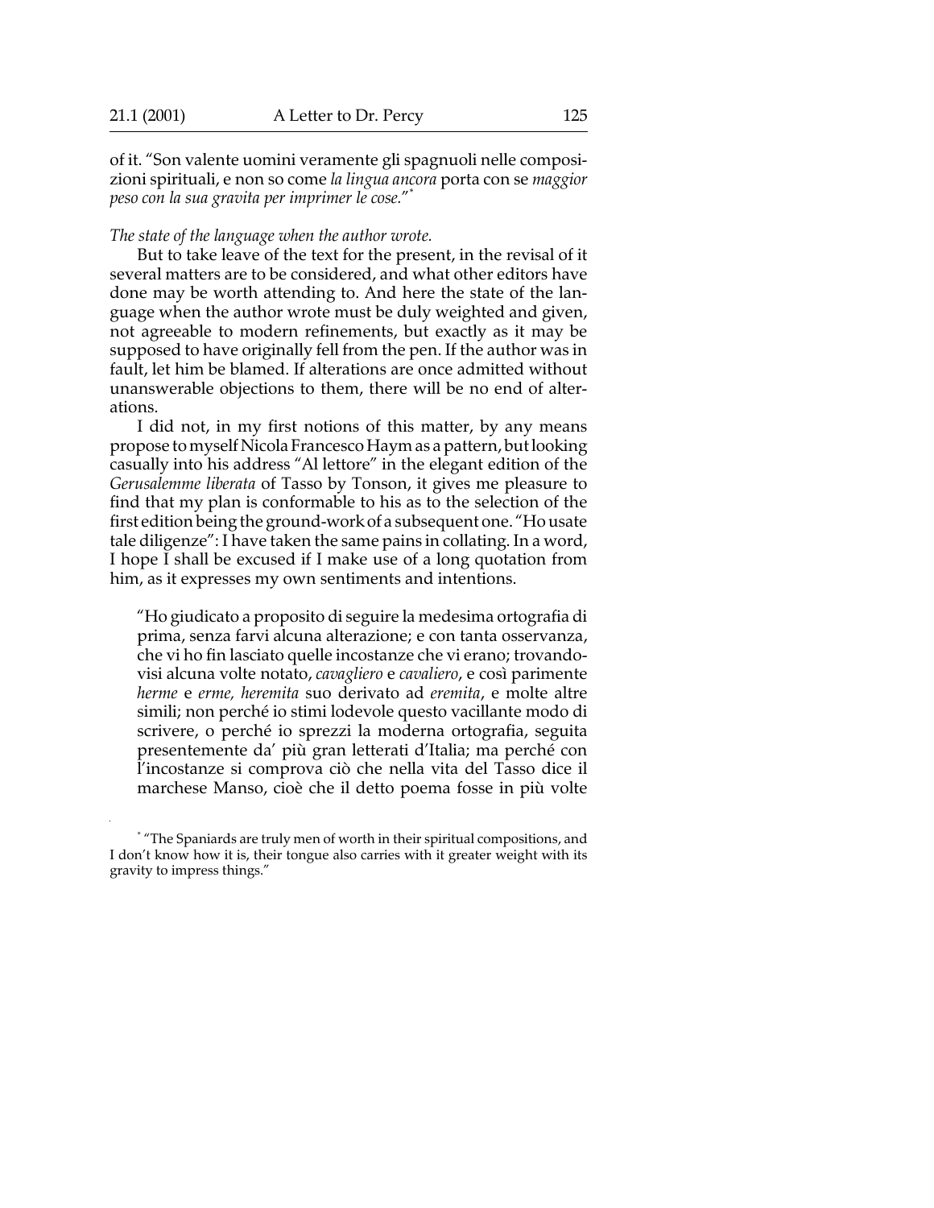of it. "Son valente uomini veramente gli spagnuoli nelle composizioni spirituali, e non so come *la lingua ancora* porta con se *maggior peso con la sua gravita per imprimer le cose.*"*

*The state of the language when the author wrote.*

But to take leave of the text for the present, in the revisal of it several matters are to be considered, and what other editors have done may be worth attending to. And here the state of the language when the author wrote must be duly weighted and given, not agreeable to modern refinements, but exactly as it may be supposed to have originally fell from the pen. If the author was in fault, let him be blamed. If alterations are once admitted without unanswerable objections to them, there will be no end of alterations.

I did not, in my first notions of this matter, by any means propose to myself Nicola Francesco Haym as a pattern, but looking casually into his address "Al lettore" in the elegant edition of the *Gerusalemme liberata* of Tasso by Tonson, it gives me pleasure to find that my plan is conformable to his as to the selection of the first edition being the ground-work of a subsequent one. "Ho usate tale diligenze": I have taken the same pains in collating. In a word, I hope I shall be excused if I make use of a long quotation from him, as it expresses my own sentiments and intentions.

> "Ho giudicato a proposito di seguire la medesima ortografia di prima, senza farvi alcuna alterazione; e con tanta osservanza, che vi ho fin lasciato quelle incostanze che vi erano; trovandovisi alcuna volte notato, *cavagliero* e *cavaliero*, e così parimente *herme* e *erme, heremita* suo derivato ad *eremita*, e molte altre simili; non perché io stimi lodevole questo vacillante modo di scrivere, o perché io sprezzi la moderna ortografia, seguita presentemente da' più gran letterati d'Italia; ma perché con l'incostanze si comprova ciò che nella vita del Tasso dice il marchese Manso, cioè che il detto poema fosse in più volte

* "The Spaniards are truly men of worth in their spiritual compositions, and I don't know how it is, their tongue also carries with it greater weight with its gravity to impress things."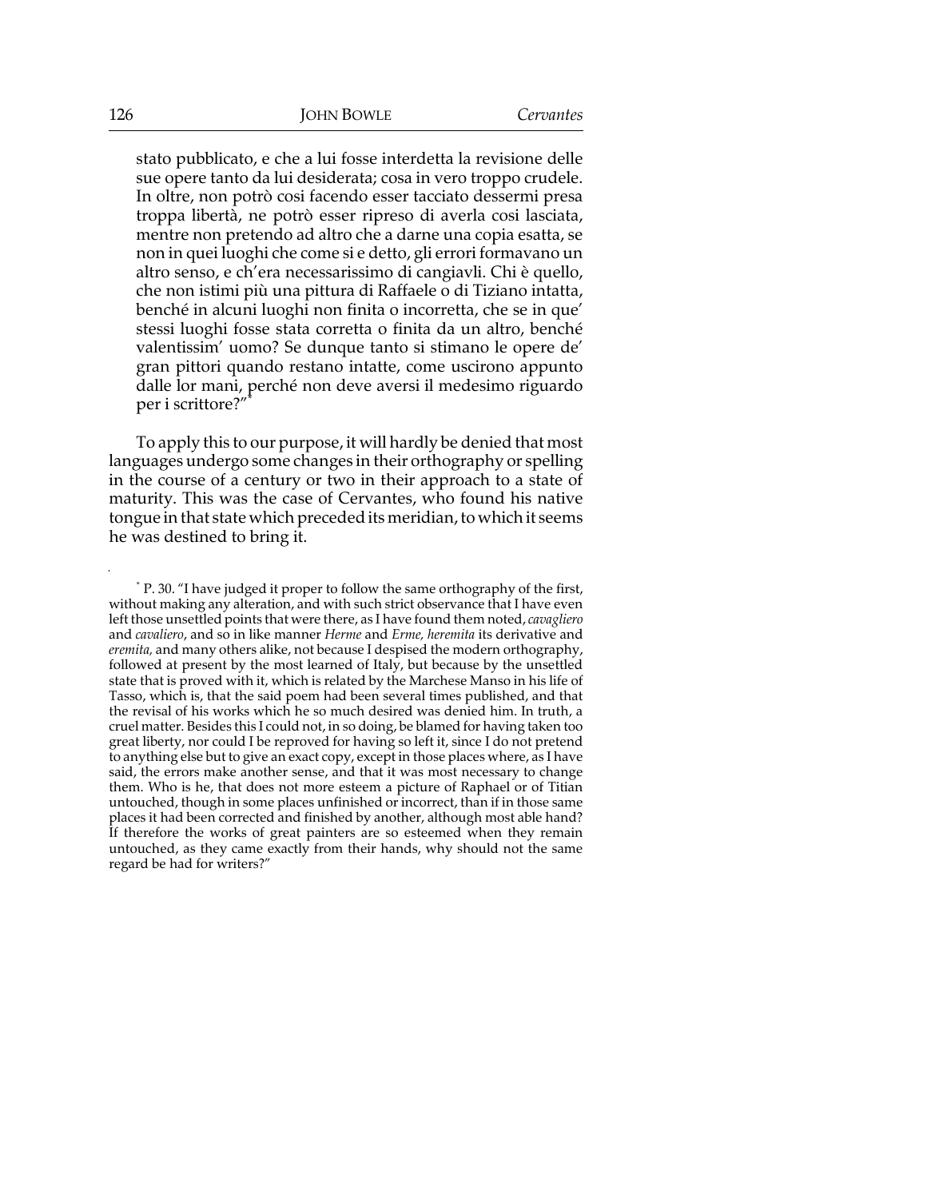stato pubblicato, e che a lui fosse interdetta la revisione delle sue opere tanto da lui desiderata; cosa in vero troppo crudele. In oltre, non potrò cosi facendo esser tacciato dessermi presa troppa libertà, ne potrò esser ripreso di averla cosi lasciata, mentre non pretendo ad altro che a darne una copia esatta, se non in quei luoghi che come si e detto, gli errori formavano un altro senso, e ch'era necessarissimo di cangiavli. Chi è quello, che non istimi più una pittura di Raffaele o di Tiziano intatta, benché in alcuni luoghi non finita o incorretta, che se in que' stessi luoghi fosse stata corretta o finita da un altro, benché valentissim' uomo? Se dunque tanto si stimano le opere de' gran pittori quando restano intatte, come uscirono appunto dalle lor mani, perché non deve aversi il medesimo riguardo per i scrittore?"*

To apply this to our purpose, it will hardly be denied that most languages undergo some changes in their orthography or spelling in the course of a century or two in their approach to a state of maturity. This was the case of Cervantes, who found his native tongue in that state which preceded its meridian, to which it seems he was destined to bring it.

---

* P. 30. "I have judged it proper to follow the same orthography of the first, without making any alteration, and with such strict observance that I have even left those unsettled points that were there, as I have found them noted, *cavagliero* and *cavaliero*, and so in like manner *Herme* and *Erme, heremita* its derivative and *eremita,* and many others alike, not because I despised the modern orthography, followed at present by the most learned of Italy, but because by the unsettled state that is proved with it, which is related by the Marchese Manso in his life of Tasso, which is, that the said poem had been several times published, and that the revisal of his works which he so much desired was denied him. In truth, a cruel matter. Besides this I could not, in so doing, be blamed for having taken too great liberty, nor could I be reproved for having so left it, since I do not pretend to anything else but to give an exact copy, except in those places where, as I have said, the errors make another sense, and that it was most necessary to change them. Who is he, that does not more esteem a picture of Raphael or of Titian untouched, though in some places unfinished or incorrect, than if in those same places it had been corrected and finished by another, although most able hand? If therefore the works of great painters are so esteemed when they remain untouched, as they came exactly from their hands, why should not the same regard be had for writers?"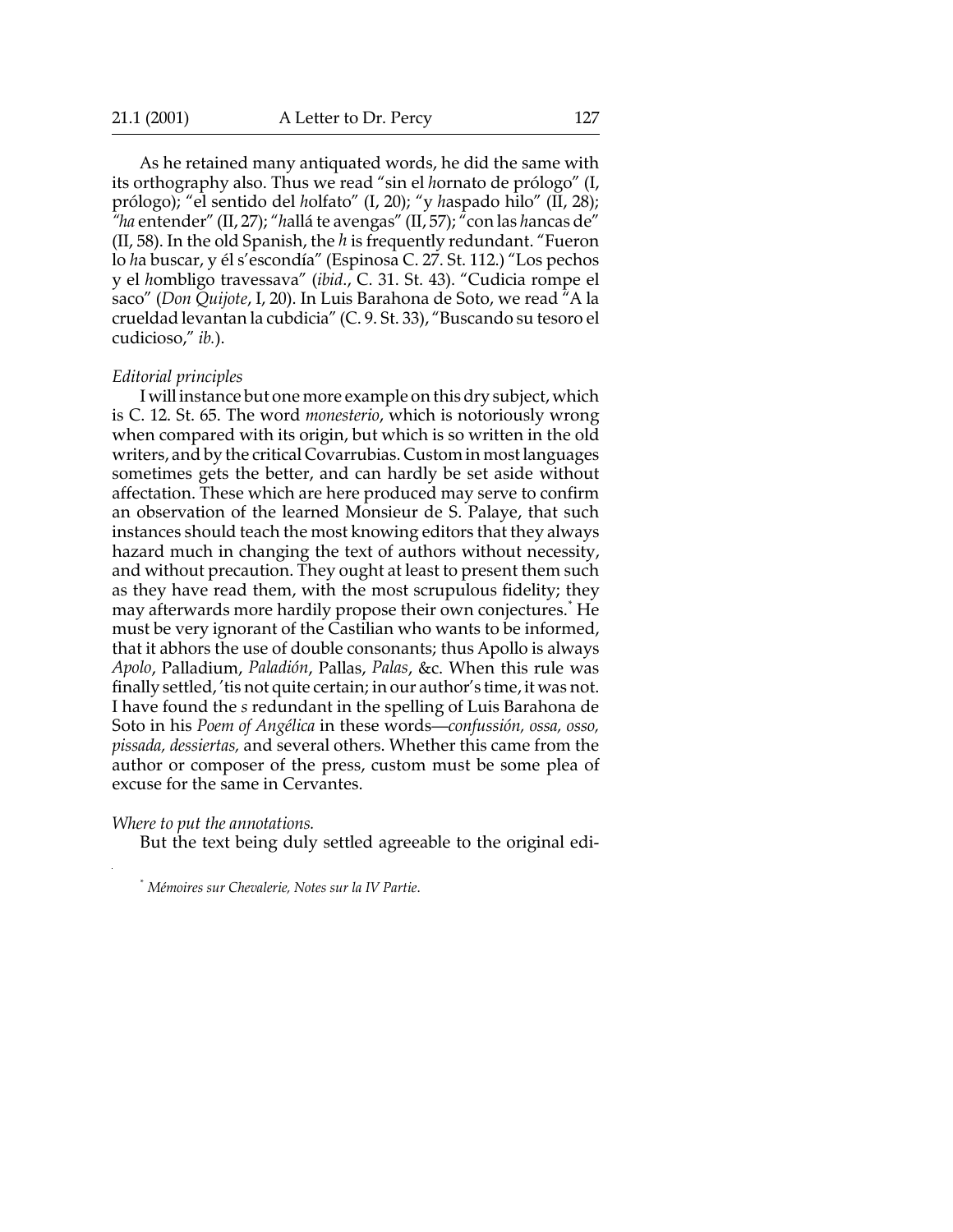As he retained many antiquated words, he did the same with its orthography also. Thus we read "sin el *h*ornato de prólogo" (I, prólogo); "el sentido del *h*olfato" (I, 20); "y *h*aspado hilo" (II, 28); "*ha* entender" (II, 27); "*h*allá te avengas" (II, 57); "con las *h*ancas de" (II, 58). In the old Spanish, the *h* is frequently redundant. "Fueron lo *h*a buscar, y él s'escondía" (Espinosa C. 27. St. 112.) "Los pechos y el *h*ombligo travessava" (*ibid*., C. 31. St. 43). "Cudicia rompe el saco" (*Don Quijote*, I, 20). In Luis Barahona de Soto, we read "A la crueldad levantan la cubdicia" (C. 9. St. 33), "Buscando su tesoro el cudicioso," *ib.*).

*Editorial principles*

I will instance but one more example on this dry subject, which is C. 12. St. 65. The word *monesterio*, which is notoriously wrong when compared with its origin, but which is so written in the old writers, and by the critical Covarrubias. Custom in most languages sometimes gets the better, and can hardly be set aside without affectation. These which are here produced may serve to confirm an observation of the learned Monsieur de S. Palaye, that such instances should teach the most knowing editors that they always hazard much in changing the text of authors without necessity, and without precaution. They ought at least to present them such as they have read them, with the most scrupulous fidelity; they may afterwards more hardily propose their own conjectures.* He must be very ignorant of the Castilian who wants to be informed, that it abhors the use of double consonants; thus Apollo is always *Apolo*, Palladium, *Paladión*, Pallas, *Palas*, &c. When this rule was finally settled, 'tis not quite certain; in our author's time, it was not. I have found the *s* redundant in the spelling of Luis Barahona de Soto in his *Poem of Angélica* in these words—*confussión, ossa, osso, pissada, dessiertas,* and several others. Whether this came from the author or composer of the press, custom must be some plea of excuse for the same in Cervantes.

*Where to put the annotations.*

But the text being duly settled agreeable to the original edi-

\* *Mémoires sur Chevalerie, Notes sur la IV Partie*.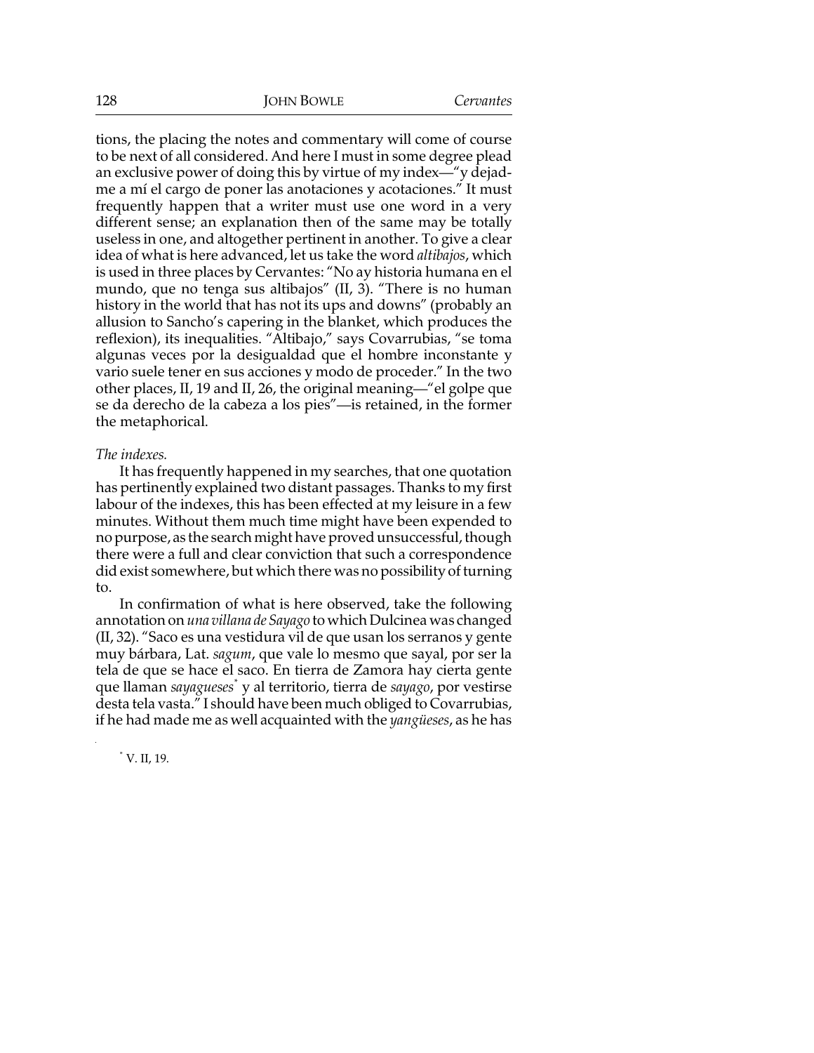tions, the placing the notes and commentary will come of course to be next of all considered. And here I must in some degree plead an exclusive power of doing this by virtue of my index—"y dejadme a mí el cargo de poner las anotaciones y acotaciones." It must frequently happen that a writer must use one word in a very different sense; an explanation then of the same may be totally useless in one, and altogether pertinent in another. To give a clear idea of what is here advanced, let us take the word *altibajos*, which is used in three places by Cervantes: "No ay historia humana en el mundo, que no tenga sus altibajos" (II, 3). "There is no human history in the world that has not its ups and downs" (probably an allusion to Sancho's capering in the blanket, which produces the reflexion), its inequalities. "Altibajo," says Covarrubias, "se toma algunas veces por la desigualdad que el hombre inconstante y vario suele tener en sus acciones y modo de proceder." In the two other places, II, 19 and II, 26, the original meaning—"el golpe que se da derecho de la cabeza a los pies"—is retained, in the former the metaphorical.

*The indexes.*

It has frequently happened in my searches, that one quotation has pertinently explained two distant passages. Thanks to my first labour of the indexes, this has been effected at my leisure in a few minutes. Without them much time might have been expended to no purpose, as the search might have proved unsuccessful, though there were a full and clear conviction that such a correspondence did exist somewhere, but which there was no possibility of turning to.

In confirmation of what is here observed, take the following annotation on *una villana de Sayago* to which Dulcinea was changed (II, 32). "Saco es una vestidura vil de que usan los serranos y gente muy bárbara, Lat. *sagum*, que vale lo mesmo que sayal, por ser la tela de que se hace el saco. En tierra de Zamora hay cierta gente que llaman *sayagueses*\* y al territorio, tierra de *sayago*, por vestirse desta tela vasta." I should have been much obliged to Covarrubias, if he had made me as well acquainted with the *yangüeses*, as he has

\* V. II, 19.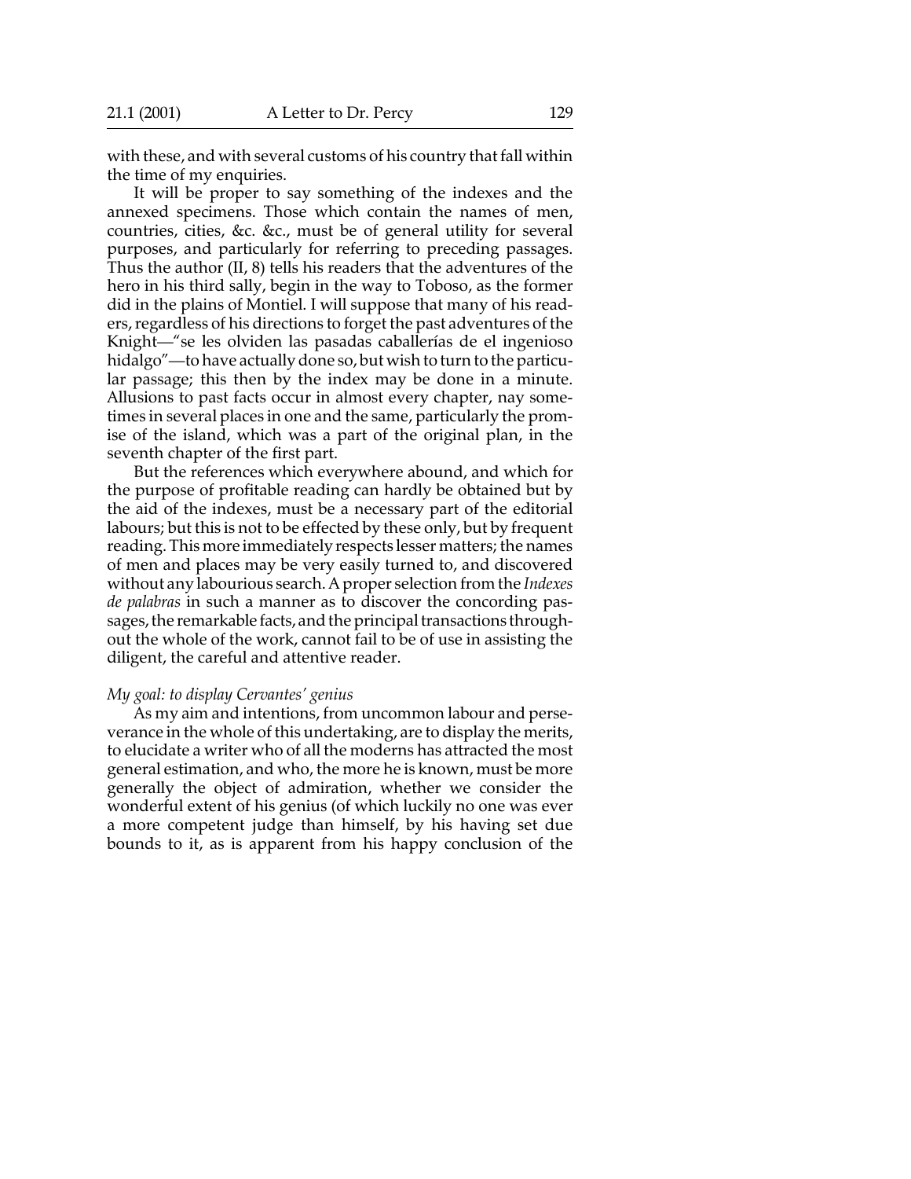with these, and with several customs of his country that fall within the time of my enquiries.

It will be proper to say something of the indexes and the annexed specimens. Those which contain the names of men, countries, cities, &c. &c., must be of general utility for several purposes, and particularly for referring to preceding passages. Thus the author (II, 8) tells his readers that the adventures of the hero in his third sally, begin in the way to Toboso, as the former did in the plains of Montiel. I will suppose that many of his readers, regardless of his directions to forget the past adventures of the Knight—"se les olviden las pasadas caballerías de el ingenioso hidalgo"—to have actually done so, but wish to turn to the particular passage; this then by the index may be done in a minute. Allusions to past facts occur in almost every chapter, nay sometimes in several places in one and the same, particularly the promise of the island, which was a part of the original plan, in the seventh chapter of the first part.

But the references which everywhere abound, and which for the purpose of profitable reading can hardly be obtained but by the aid of the indexes, must be a necessary part of the editorial labours; but this is not to be effected by these only, but by frequent reading. This more immediately respects lesser matters; the names of men and places may be very easily turned to, and discovered without any labourious search. A proper selection from the *Indexes de palabras* in such a manner as to discover the concording passages, the remarkable facts, and the principal transactions throughout the whole of the work, cannot fail to be of use in assisting the diligent, the careful and attentive reader.

*My goal: to display Cervantes' genius*

As my aim and intentions, from uncommon labour and perseverance in the whole of this undertaking, are to display the merits, to elucidate a writer who of all the moderns has attracted the most general estimation, and who, the more he is known, must be more generally the object of admiration, whether we consider the wonderful extent of his genius (of which luckily no one was ever a more competent judge than himself, by his having set due bounds to it, as is apparent from his happy conclusion of the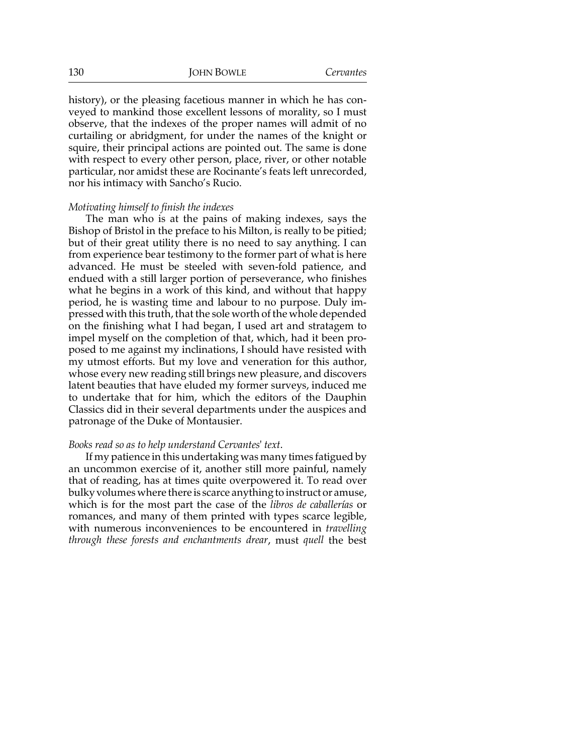history), or the pleasing facetious manner in which he has conveyed to mankind those excellent lessons of morality, so I must observe, that the indexes of the proper names will admit of no curtailing or abridgment, for under the names of the knight or squire, their principal actions are pointed out. The same is done with respect to every other person, place, river, or other notable particular, nor amidst these are Rocinante's feats left unrecorded, nor his intimacy with Sancho's Rucio.

*Motivating himself to finish the indexes*

The man who is at the pains of making indexes, says the Bishop of Bristol in the preface to his Milton, is really to be pitied; but of their great utility there is no need to say anything. I can from experience bear testimony to the former part of what is here advanced. He must be steeled with seven-fold patience, and endued with a still larger portion of perseverance, who finishes what he begins in a work of this kind, and without that happy period, he is wasting time and labour to no purpose. Duly impressed with this truth, that the sole worth of the whole depended on the finishing what I had began, I used art and stratagem to impel myself on the completion of that, which, had it been proposed to me against my inclinations, I should have resisted with my utmost efforts. But my love and veneration for this author, whose every new reading still brings new pleasure, and discovers latent beauties that have eluded my former surveys, induced me to undertake that for him, which the editors of the Dauphin Classics did in their several departments under the auspices and patronage of the Duke of Montausier.

*Books read so as to help understand Cervantes' text.*

If my patience in this undertaking was many times fatigued by an uncommon exercise of it, another still more painful, namely that of reading, has at times quite overpowered it. To read over bulky volumes where there is scarce anything to instruct or amuse, which is for the most part the case of the *libros de caballerías* or romances, and many of them printed with types scarce legible, with numerous inconveniences to be encountered in *travelling through these forests and enchantments drear*, must *quell* the best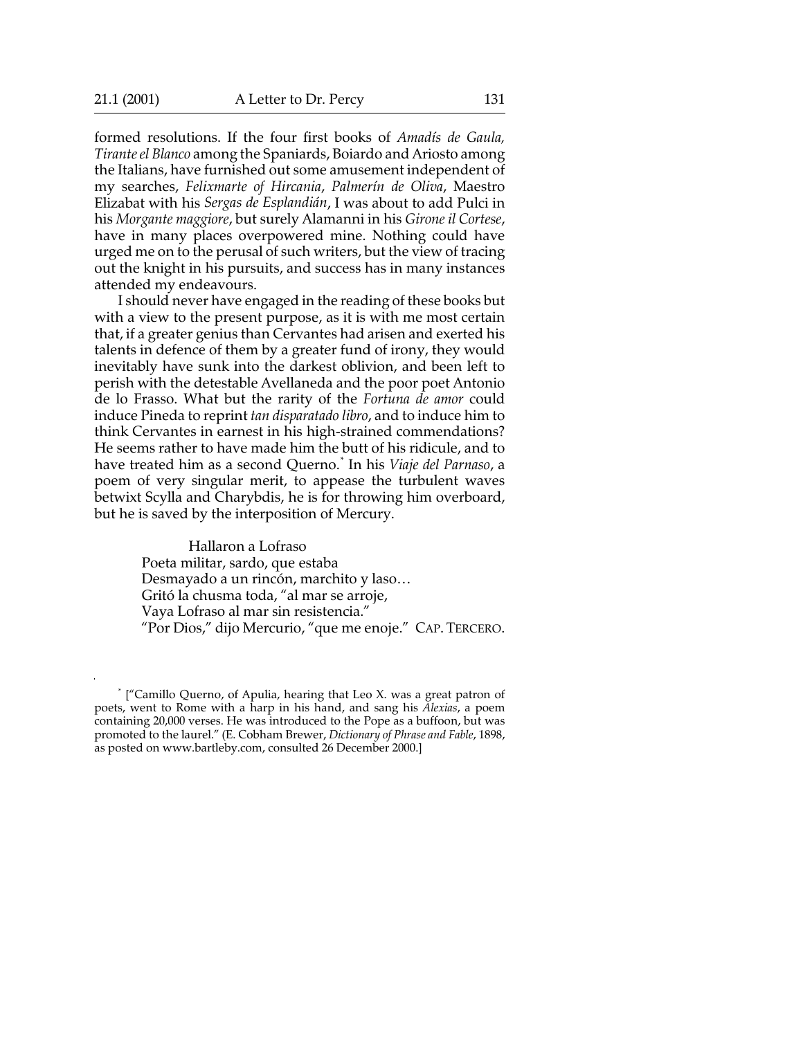formed resolutions. If the four first books of *Amadís de Gaula, Tirante el Blanco* among the Spaniards, Boiardo and Ariosto among the Italians, have furnished out some amusement independent of my searches, *Felixmarte of Hircania*, *Palmerín de Oliva*, Maestro Elizabat with his *Sergas de Esplandián*, I was about to add Pulci in his *Morgante maggiore*, but surely Alamanni in his *Girone il Cortese*, have in many places overpowered mine. Nothing could have urged me on to the perusal of such writers, but the view of tracing out the knight in his pursuits, and success has in many instances attended my endeavours.

I should never have engaged in the reading of these books but with a view to the present purpose, as it is with me most certain that, if a greater genius than Cervantes had arisen and exerted his talents in defence of them by a greater fund of irony, they would inevitably have sunk into the darkest oblivion, and been left to perish with the detestable Avellaneda and the poor poet Antonio de lo Frasso. What but the rarity of the *Fortuna de amor* could induce Pineda to reprint *tan disparatado libro*, and to induce him to think Cervantes in earnest in his high-strained commendations? He seems rather to have made him the butt of his ridicule, and to have treated him as a second Querno.* In his *Viaje del Parnaso*, a poem of very singular merit, to appease the turbulent waves betwixt Scylla and Charybdis, he is for throwing him overboard, but he is saved by the interposition of Mercury.

> Hallaron a Lofraso
> Poeta militar, sardo, que estaba
> Desmayado a un rincón, marchito y laso…
> Gritó la chusma toda, "al mar se arroje,
> Vaya Lofraso al mar sin resistencia."
> "Por Dios," dijo Mercurio, "que me enoje." CAP. TERCERO.

* ["Camillo Querno, of Apulia, hearing that Leo X. was a great patron of poets, went to Rome with a harp in his hand, and sang his *Alexias*, a poem containing 20,000 verses. He was introduced to the Pope as a buffoon, but was promoted to the laurel." (E. Cobham Brewer, *Dictionary of Phrase and Fable*, 1898, as posted on www.bartleby.com, consulted 26 December 2000.]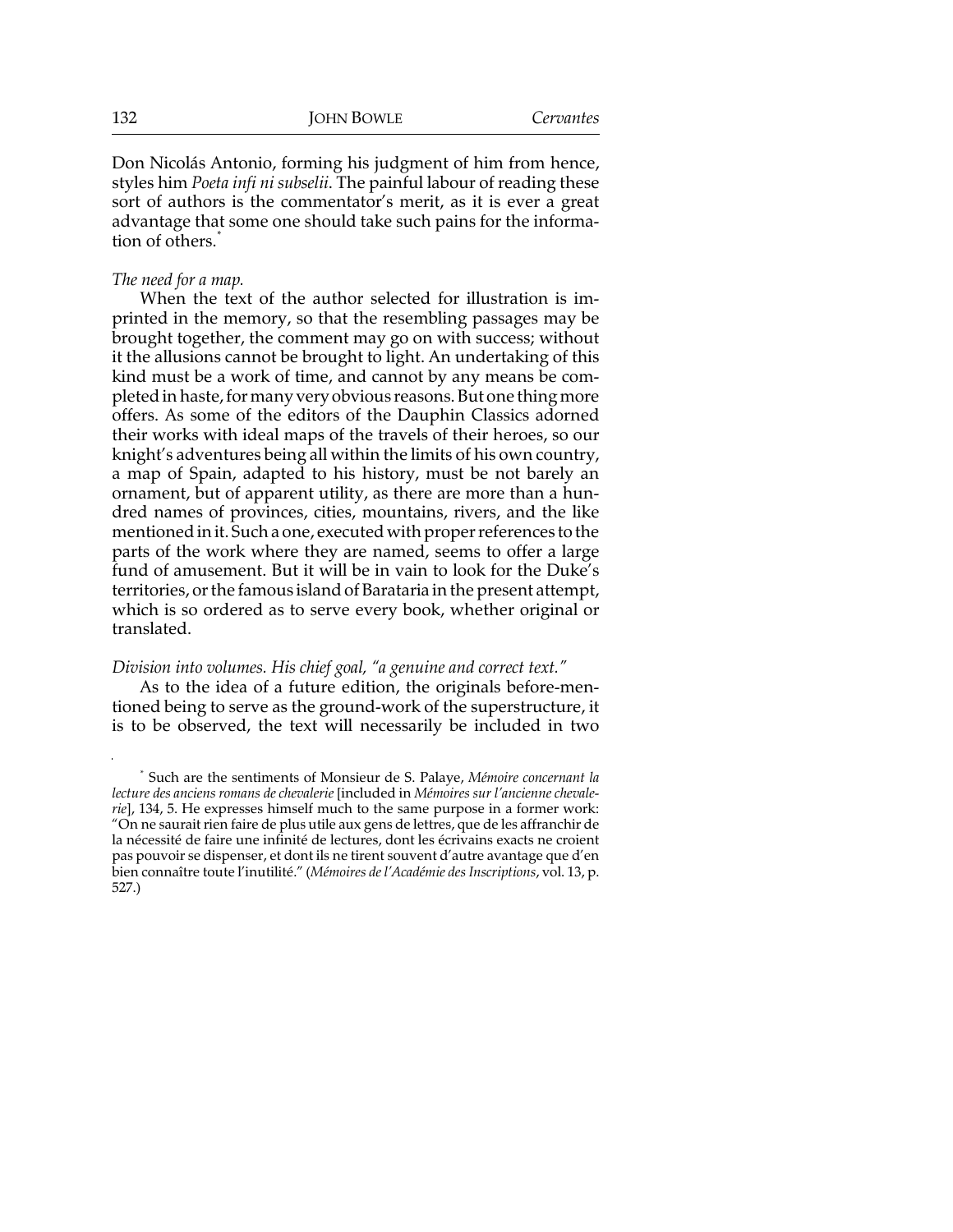Don Nicolás Antonio, forming his judgment of him from hence, styles him *Poeta infi ni subselii*. The painful labour of reading these sort of authors is the commentator's merit, as it is ever a great advantage that some one should take such pains for the information of others.*

*The need for a map.*

When the text of the author selected for illustration is imprinted in the memory, so that the resembling passages may be brought together, the comment may go on with success; without it the allusions cannot be brought to light. An undertaking of this kind must be a work of time, and cannot by any means be completed in haste, for many very obvious reasons. But one thing more offers. As some of the editors of the Dauphin Classics adorned their works with ideal maps of the travels of their heroes, so our knight's adventures being all within the limits of his own country, a map of Spain, adapted to his history, must be not barely an ornament, but of apparent utility, as there are more than a hundred names of provinces, cities, mountains, rivers, and the like mentioned in it. Such a one, executed with proper references to the parts of the work where they are named, seems to offer a large fund of amusement. But it will be in vain to look for the Duke's territories, or the famous island of Barataria in the present attempt, which is so ordered as to serve every book, whether original or translated.

*Division into volumes. His chief goal, "a genuine and correct text."*

As to the idea of a future edition, the originals before-mentioned being to serve as the ground-work of the superstructure, it is to be observed, the text will necessarily be included in two

\* Such are the sentiments of Monsieur de S. Palaye, *Mémoire concernant la lecture des anciens romans de chevalerie* [included in *Mémoires sur l'ancienne chevalerie*], 134, 5. He expresses himself much to the same purpose in a former work: "On ne saurait rien faire de plus utile aux gens de lettres, que de les affranchir de la nécessité de faire une infinité de lectures, dont les écrivains exacts ne croient pas pouvoir se dispenser, et dont ils ne tirent souvent d'autre avantage que d'en bien connaître toute l'inutilité." (*Mémoires de l'Académie des Inscriptions*, vol. 13, p. 527.)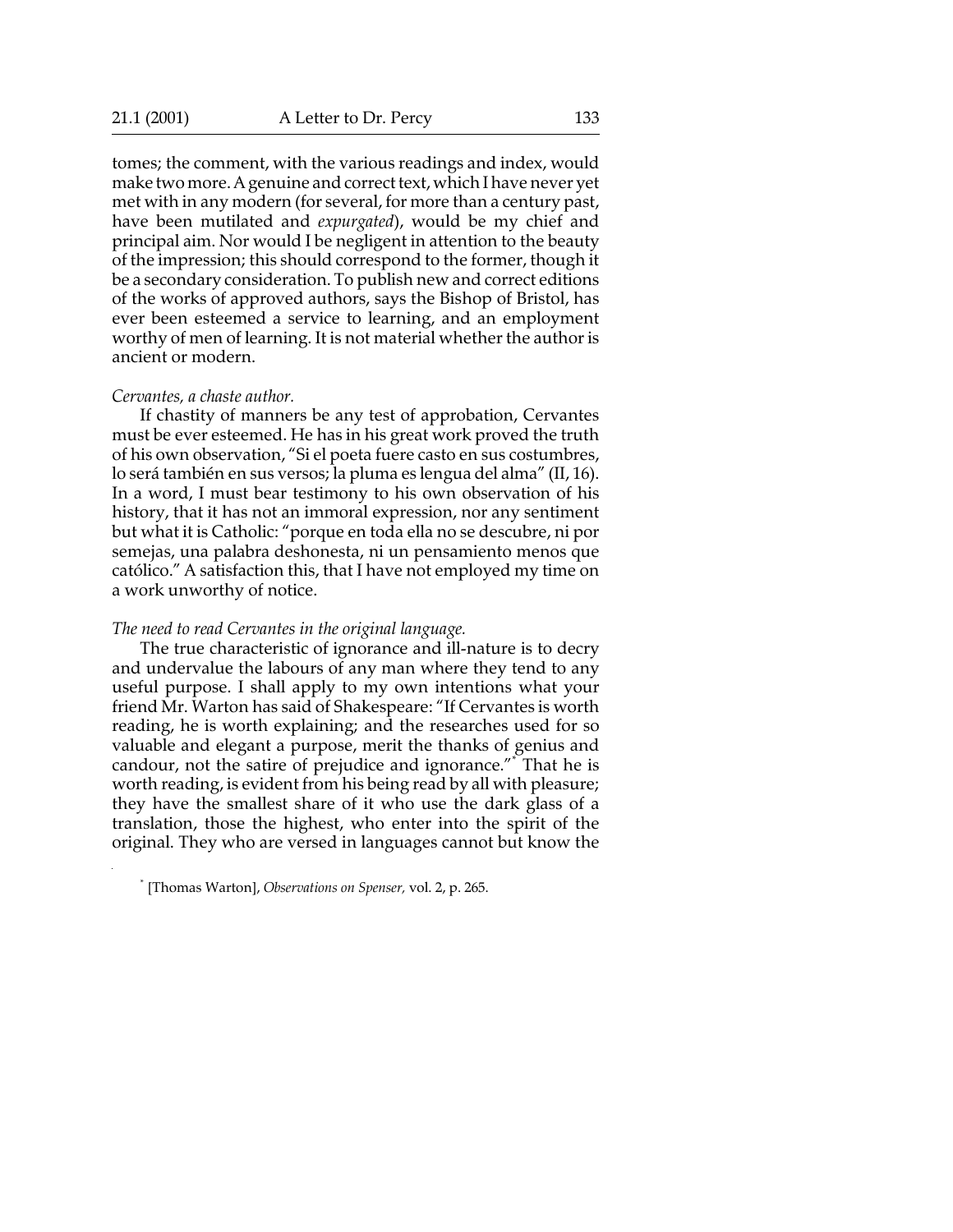tomes; the comment, with the various readings and index, would make two more. A genuine and correct text, which I have never yet met with in any modern (for several, for more than a century past, have been mutilated and *expurgated*), would be my chief and principal aim. Nor would I be negligent in attention to the beauty of the impression; this should correspond to the former, though it be a secondary consideration. To publish new and correct editions of the works of approved authors, says the Bishop of Bristol, has ever been esteemed a service to learning, and an employment worthy of men of learning. It is not material whether the author is ancient or modern.

*Cervantes, a chaste author.*

If chastity of manners be any test of approbation, Cervantes must be ever esteemed. He has in his great work proved the truth of his own observation, "Si el poeta fuere casto en sus costumbres, lo será también en sus versos; la pluma es lengua del alma" (II, 16). In a word, I must bear testimony to his own observation of his history, that it has not an immoral expression, nor any sentiment but what it is Catholic: "porque en toda ella no se descubre, ni por semejas, una palabra deshonesta, ni un pensamiento menos que católico." A satisfaction this, that I have not employed my time on a work unworthy of notice.

*The need to read Cervantes in the original language.*

The true characteristic of ignorance and ill-nature is to decry and undervalue the labours of any man where they tend to any useful purpose. I shall apply to my own intentions what your friend Mr. Warton has said of Shakespeare: "If Cervantes is worth reading, he is worth explaining; and the researches used for so valuable and elegant a purpose, merit the thanks of genius and candour, not the satire of prejudice and ignorance."* That he is worth reading, is evident from his being read by all with pleasure; they have the smallest share of it who use the dark glass of a translation, those the highest, who enter into the spirit of the original. They who are versed in languages cannot but know the

* [Thomas Warton], *Observations on Spenser,* vol. 2, p. 265.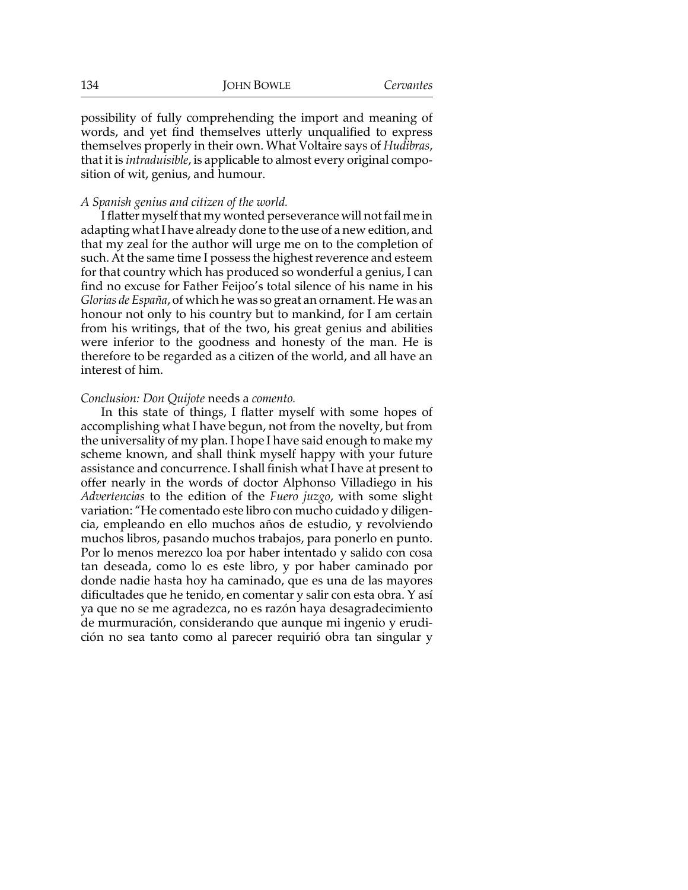possibility of fully comprehending the import and meaning of words, and yet find themselves utterly unqualified to express themselves properly in their own. What Voltaire says of *Hudibras*, that it is *intraduisible*, is applicable to almost every original composition of wit, genius, and humour.

*A Spanish genius and citizen of the world.*

I flatter myself that my wonted perseverance will not fail me in adapting what I have already done to the use of a new edition, and that my zeal for the author will urge me on to the completion of such. At the same time I possess the highest reverence and esteem for that country which has produced so wonderful a genius, I can find no excuse for Father Feijoo's total silence of his name in his *Glorias de España*, of which he was so great an ornament. He was an honour not only to his country but to mankind, for I am certain from his writings, that of the two, his great genius and abilities were inferior to the goodness and honesty of the man. He is therefore to be regarded as a citizen of the world, and all have an interest of him.

*Conclusion: Don Quijote* needs a *comento.*

In this state of things, I flatter myself with some hopes of accomplishing what I have begun, not from the novelty, but from the universality of my plan. I hope I have said enough to make my scheme known, and shall think myself happy with your future assistance and concurrence. I shall finish what I have at present to offer nearly in the words of doctor Alphonso Villadiego in his *Advertencias* to the edition of the *Fuero juzgo*, with some slight variation: "He comentado este libro con mucho cuidado y diligencia, empleando en ello muchos años de estudio, y revolviendo muchos libros, pasando muchos trabajos, para ponerlo en punto. Por lo menos merezco loa por haber intentado y salido con cosa tan deseada, como lo es este libro, y por haber caminado por donde nadie hasta hoy ha caminado, que es una de las mayores dificultades que he tenido, en comentar y salir con esta obra. Y así ya que no se me agradezca, no es razón haya desagradecimiento de murmuración, considerando que aunque mi ingenio y erudición no sea tanto como al parecer requirió obra tan singular y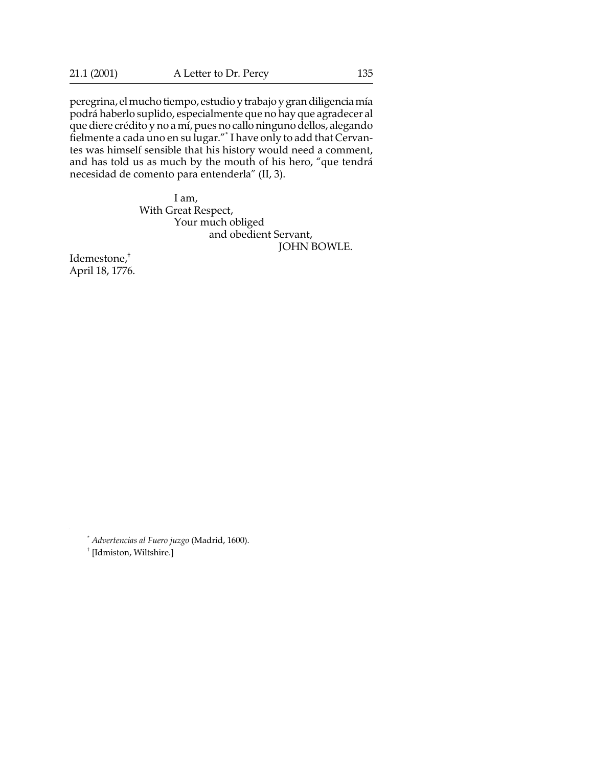peregrina, el mucho tiempo, estudio y trabajo y gran diligencia mía podrá haberlo suplido, especialmente que no hay que agradecer al que diere crédito y no a mí, pues no callo ninguno dellos, alegando fielmente a cada uno en su lugar."[*] I have only to add that Cervantes was himself sensible that his history would need a comment, and has told us as much by the mouth of his hero, "que tendrá necesidad de comento para entenderla" (II, 3).

I am,
With Great Respect,
Your much obliged
and obedient Servant,
JOHN BOWLE.

Idemestone,[†]
April 18, 1776.

[*] *Advertencias al Fuero juzgo* (Madrid, 1600).

[†] [Idmiston, Wiltshire.]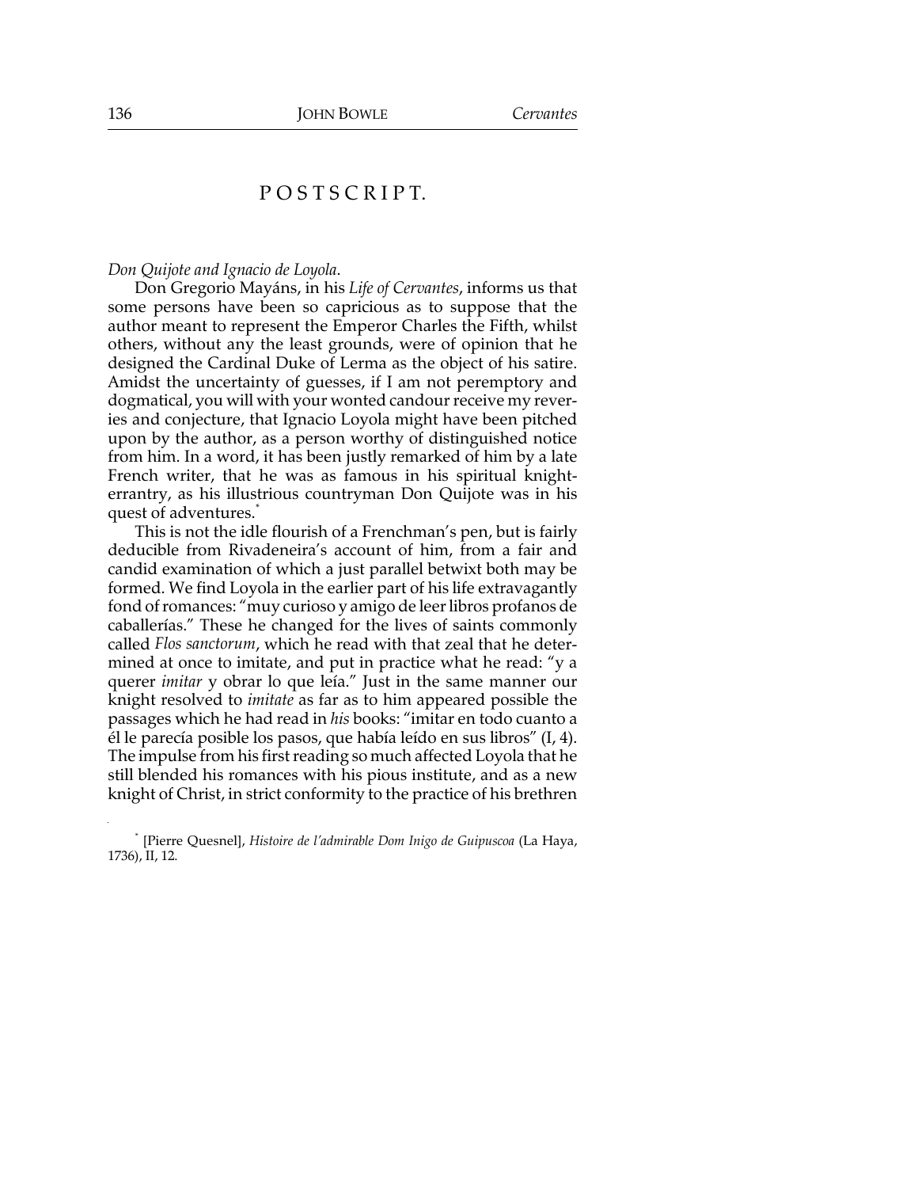# POSTSCRIPT.

*Don Quijote and Ignacio de Loyola*.

Don Gregorio Mayáns, in his *Life of Cervantes*, informs us that some persons have been so capricious as to suppose that the author meant to represent the Emperor Charles the Fifth, whilst others, without any the least grounds, were of opinion that he designed the Cardinal Duke of Lerma as the object of his satire. Amidst the uncertainty of guesses, if I am not peremptory and dogmatical, you will with your wonted candour receive my reveries and conjecture, that Ignacio Loyola might have been pitched upon by the author, as a person worthy of distinguished notice from him. In a word, it has been justly remarked of him by a late French writer, that he was as famous in his spiritual knight-errantry, as his illustrious countryman Don Quijote was in his quest of adventures.*

This is not the idle flourish of a Frenchman's pen, but is fairly deducible from Rivadeneira's account of him, from a fair and candid examination of which a just parallel betwixt both may be formed. We find Loyola in the earlier part of his life extravagantly fond of romances: "muy curioso y amigo de leer libros profanos de caballerías." These he changed for the lives of saints commonly called *Flos sanctorum*, which he read with that zeal that he determined at once to imitate, and put in practice what he read: "y a querer *imitar* y obrar lo que leía." Just in the same manner our knight resolved to *imitate* as far as to him appeared possible the passages which he had read in *his* books: "imitar en todo cuanto a él le parecía posible los pasos, que había leído en sus libros" (I, 4). The impulse from his first reading so much affected Loyola that he still blended his romances with his pious institute, and as a new knight of Christ, in strict conformity to the practice of his brethren

* [Pierre Quesnel], *Histoire de l'admirable Dom Inigo de Guipuscoa* (La Haya, 1736), II, 12.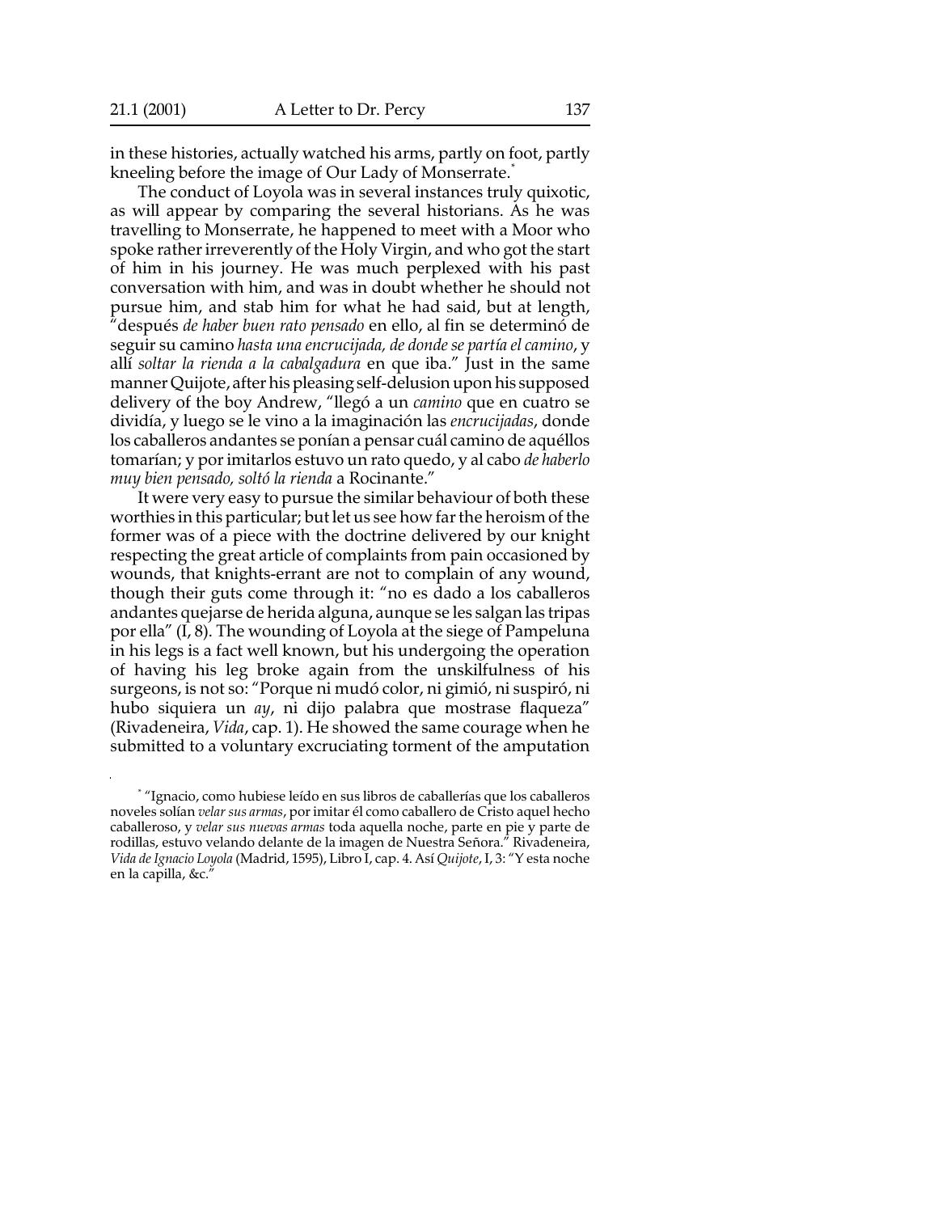in these histories, actually watched his arms, partly on foot, partly kneeling before the image of Our Lady of Monserrate.[*]

The conduct of Loyola was in several instances truly quixotic, as will appear by comparing the several historians. As he was travelling to Monserrate, he happened to meet with a Moor who spoke rather irreverently of the Holy Virgin, and who got the start of him in his journey. He was much perplexed with his past conversation with him, and was in doubt whether he should not pursue him, and stab him for what he had said, but at length, "después *de haber buen rato pensado* en ello, al fin se determinó de seguir su camino *hasta una encrucijada, de donde se partía el camino*, y allí *soltar la rienda a la cabalgadura* en que iba." Just in the same manner Quijote, after his pleasing self-delusion upon his supposed delivery of the boy Andrew, "llegó a un *camino* que en cuatro se dividía, y luego se le vino a la imaginación las *encrucijadas*, donde los caballeros andantes se ponían a pensar cuál camino de aquéllos tomarían; y por imitarlos estuvo un rato quedo, y al cabo *de haberlo muy bien pensado, soltó la rienda* a Rocinante."

It were very easy to pursue the similar behaviour of both these worthies in this particular; but let us see how far the heroism of the former was of a piece with the doctrine delivered by our knight respecting the great article of complaints from pain occasioned by wounds, that knights-errant are not to complain of any wound, though their guts come through it: "no es dado a los caballeros andantes quejarse de herida alguna, aunque se les salgan las tripas por ella" (I, 8). The wounding of Loyola at the siege of Pampeluna in his legs is a fact well known, but his undergoing the operation of having his leg broke again from the unskilfulness of his surgeons, is not so: "Porque ni mudó color, ni gimió, ni suspiró, ni hubo siquiera un *ay*, ni dijo palabra que mostrase flaqueza" (Rivadeneira, *Vida*, cap. 1). He showed the same courage when he submitted to a voluntary excruciating torment of the amputation

[*] "Ignacio, como hubiese leído en sus libros de caballerías que los caballeros noveles solían *velar sus armas*, por imitar él como caballero de Cristo aquel hecho caballeroso, y *velar sus nuevas armas* toda aquella noche, parte en pie y parte de rodillas, estuvo velando delante de la imagen de Nuestra Señora." Rivadeneira, *Vida de Ignacio Loyola* (Madrid, 1595), Libro I, cap. 4. Así *Quijote*, I, 3: "Y esta noche en la capilla, &c."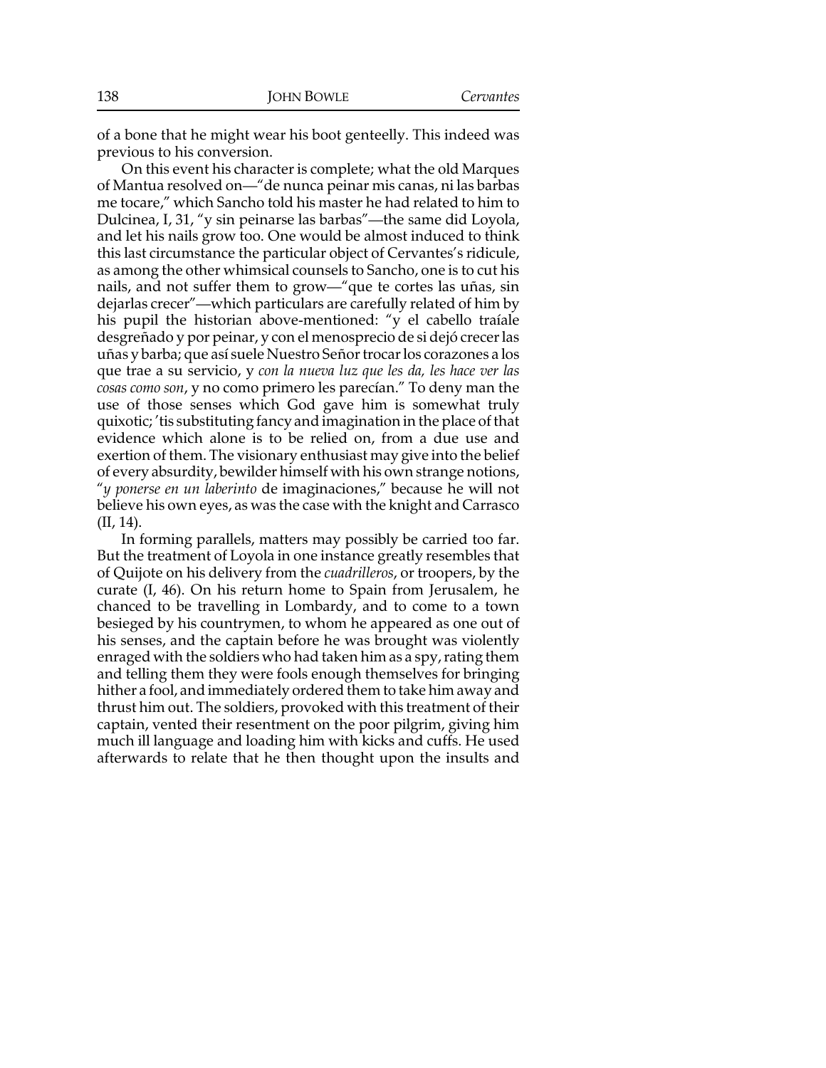of a bone that he might wear his boot genteelly. This indeed was previous to his conversion.

On this event his character is complete; what the old Marques of Mantua resolved on—"de nunca peinar mis canas, ni las barbas me tocare," which Sancho told his master he had related to him to Dulcinea, I, 31, "y sin peinarse las barbas"—the same did Loyola, and let his nails grow too. One would be almost induced to think this last circumstance the particular object of Cervantes's ridicule, as among the other whimsical counsels to Sancho, one is to cut his nails, and not suffer them to grow—"que te cortes las uñas, sin dejarlas crecer"—which particulars are carefully related of him by his pupil the historian above-mentioned: "y el cabello traíale desgreñado y por peinar, y con el menosprecio de si dejó crecer las uñas y barba; que así suele Nuestro Señor trocar los corazones a los que trae a su servicio, y *con la nueva luz que les da, les hace ver las cosas como son*, y no como primero les parecían." To deny man the use of those senses which God gave him is somewhat truly quixotic; 'tis substituting fancy and imagination in the place of that evidence which alone is to be relied on, from a due use and exertion of them. The visionary enthusiast may give into the belief of every absurdity, bewilder himself with his own strange notions, "*y ponerse en un laberinto* de imaginaciones," because he will not believe his own eyes, as was the case with the knight and Carrasco (II, 14).

In forming parallels, matters may possibly be carried too far. But the treatment of Loyola in one instance greatly resembles that of Quijote on his delivery from the *cuadrilleros*, or troopers, by the curate (I, 46). On his return home to Spain from Jerusalem, he chanced to be travelling in Lombardy, and to come to a town besieged by his countrymen, to whom he appeared as one out of his senses, and the captain before he was brought was violently enraged with the soldiers who had taken him as a spy, rating them and telling them they were fools enough themselves for bringing hither a fool, and immediately ordered them to take him away and thrust him out. The soldiers, provoked with this treatment of their captain, vented their resentment on the poor pilgrim, giving him much ill language and loading him with kicks and cuffs. He used afterwards to relate that he then thought upon the insults and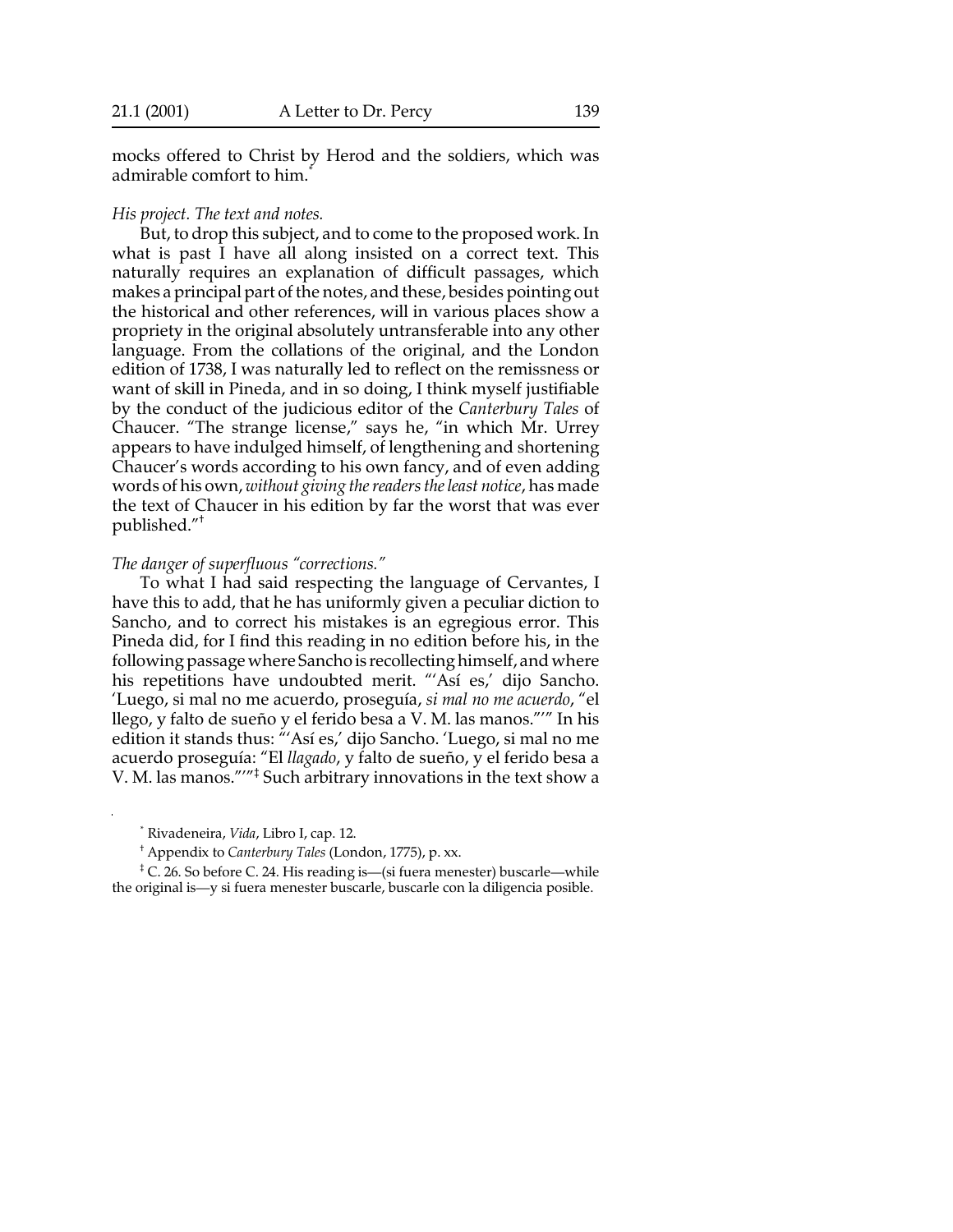mocks offered to Christ by Herod and the soldiers, which was admirable comfort to him.*

*His project. The text and notes.*

But, to drop this subject, and to come to the proposed work. In what is past I have all along insisted on a correct text. This naturally requires an explanation of difficult passages, which makes a principal part of the notes, and these, besides pointing out the historical and other references, will in various places show a propriety in the original absolutely untransferable into any other language. From the collations of the original, and the London edition of 1738, I was naturally led to reflect on the remissness or want of skill in Pineda, and in so doing, I think myself justifiable by the conduct of the judicious editor of the *Canterbury Tales* of Chaucer. "The strange license," says he, "in which Mr. Urrey appears to have indulged himself, of lengthening and shortening Chaucer's words according to his own fancy, and of even adding words of his own, *without giving the readers the least notice*, has made the text of Chaucer in his edition by far the worst that was ever published."†

*The danger of superfluous "corrections."*

To what I had said respecting the language of Cervantes, I have this to add, that he has uniformly given a peculiar diction to Sancho, and to correct his mistakes is an egregious error. This Pineda did, for I find this reading in no edition before his, in the following passage where Sancho is recollecting himself, and where his repetitions have undoubted merit. "'Así es,' dijo Sancho. 'Luego, si mal no me acuerdo, proseguía, *si mal no me acuerdo*, "el llego, y falto de sueño y el ferido besa a V. M. las manos."'" In his edition it stands thus: "'Así es,' dijo Sancho. 'Luego, si mal no me acuerdo proseguía: "El *llagado*, y falto de sueño, y el ferido besa a V. M. las manos."'"‡ Such arbitrary innovations in the text show a

---

* Rivadeneira, *Vida*, Libro I, cap. 12.

† Appendix to *Canterbury Tales* (London, 1775), p. xx.

‡ C. 26. So before C. 24. His reading is—(si fuera menester) buscarle—while the original is—y si fuera menester buscarle, buscarle con la diligencia posible.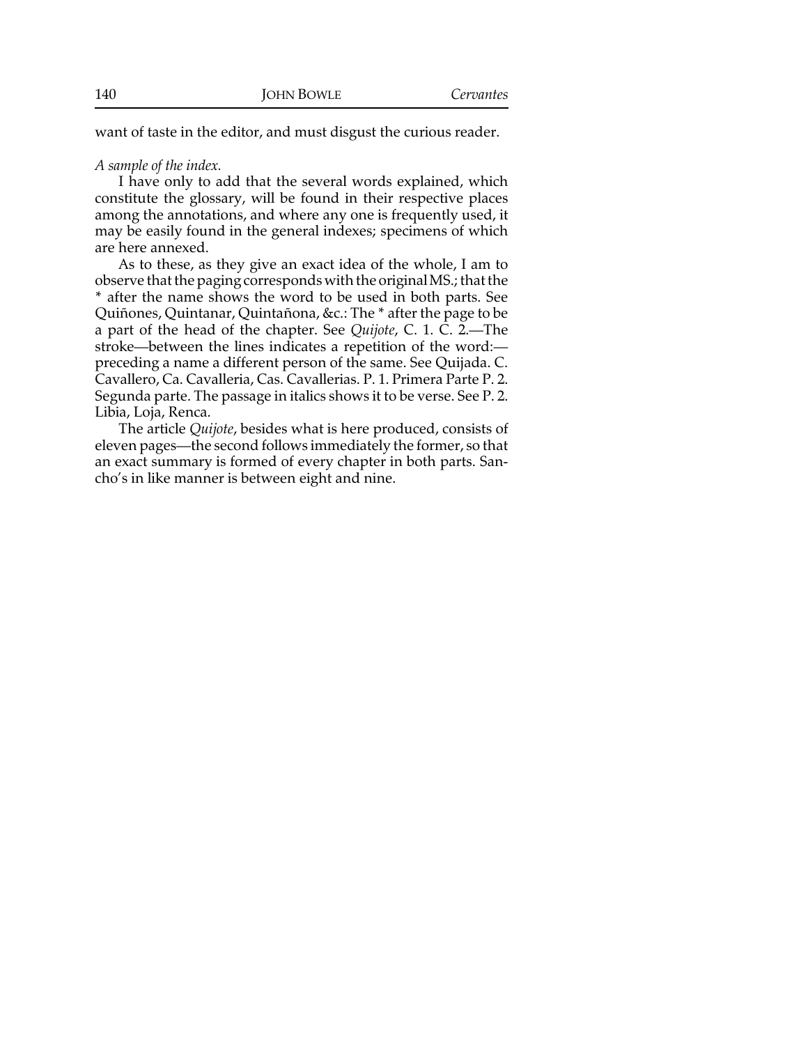want of taste in the editor, and must disgust the curious reader.

*A sample of the index.*

I have only to add that the several words explained, which constitute the glossary, will be found in their respective places among the annotations, and where any one is frequently used, it may be easily found in the general indexes; specimens of which are here annexed.

As to these, as they give an exact idea of the whole, I am to observe that the paging corresponds with the original MS.; that the * after the name shows the word to be used in both parts. See Quiñones, Quintanar, Quintañona, &c.: The * after the page to be a part of the head of the chapter. See *Quijote*, C. 1. C. 2.—The stroke—between the lines indicates a repetition of the word:—preceding a name a different person of the same. See Quijada. C. Cavallero, Ca. Cavalleria, Cas. Cavallerias. P. 1. Primera Parte P. 2. Segunda parte. The passage in italics shows it to be verse. See P. 2. Libia, Loja, Renca.

The article *Quijote*, besides what is here produced, consists of eleven pages—the second follows immediately the former, so that an exact summary is formed of every chapter in both parts. Sancho's in like manner is between eight and nine.